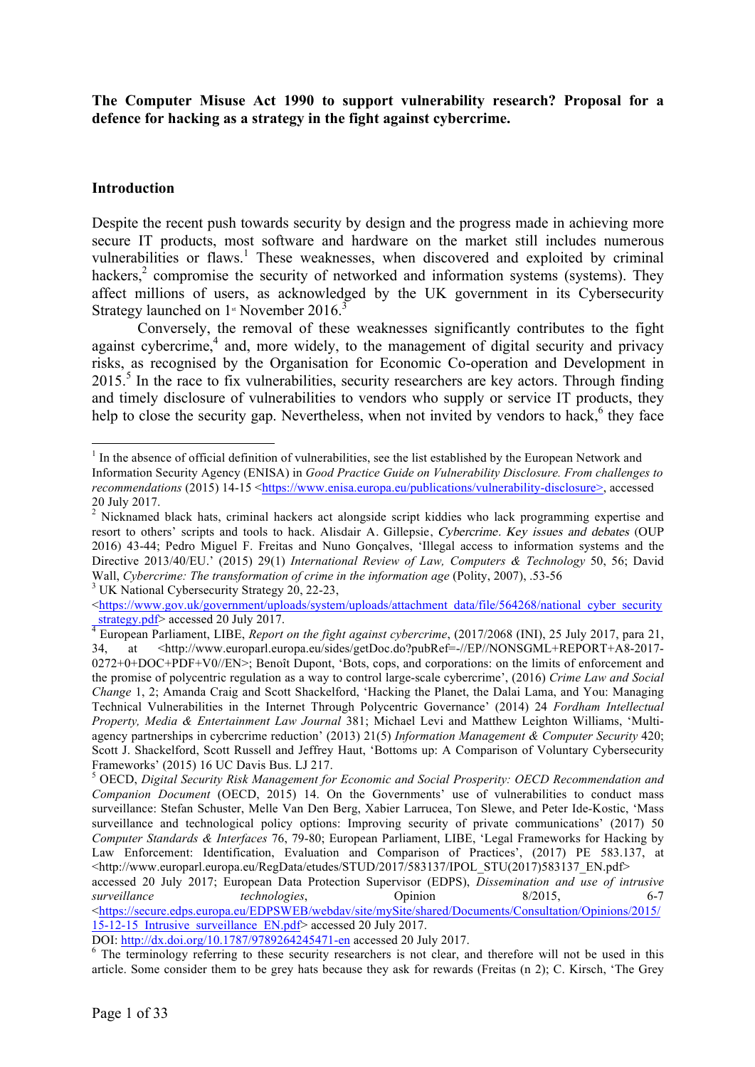**The Computer Misuse Act 1990 to support vulnerability research? Proposal for a defence for hacking as a strategy in the fight against cybercrime.**

## Introduction

Despite the recent push towards security by design and the progress made in achieving more secure IT products, most software and hardware on the market still includes numerous vulnerabilities or flaws.[1] These weaknesses, when discovered and exploited by criminal hackers,[2] compromise the security of networked and information systems (systems). They affect millions of users, as acknowledged by the UK government in its Cybersecurity Strategy launched on 1st November 2016.[3]

Conversely, the removal of these weaknesses significantly contributes to the fight against cybercrime,[4] and, more widely, to the management of digital security and privacy risks, as recognised by the Organisation for Economic Co-operation and Development in 2015.[5] In the race to fix vulnerabilities, security researchers are key actors. Through finding and timely disclosure of vulnerabilities to vendors who supply or service IT products, they help to close the security gap. Nevertheless, when not invited by vendors to hack,[6] they face

---

[1] In the absence of official definition of vulnerabilities, see the list established by the European Network and Information Security Agency (ENISA) in *Good Practice Guide on Vulnerability Disclosure. From challenges to recommendations* (2015) 14-15 <https://www.enisa.europa.eu/publications/vulnerability-disclosure>, accessed 20 July 2017.

[2] Nicknamed black hats, criminal hackers act alongside script kiddies who lack programming expertise and resort to others' scripts and tools to hack. Alisdair A. Gillepsie, *Cybercrime. Key issues and debates* (OUP 2016) 43-44; Pedro Miguel F. Freitas and Nuno Gonçalves, 'Illegal access to information systems and the Directive 2013/40/EU.' (2015) 29(1) *International Review of Law, Computers & Technology* 50, 56; David Wall, *Cybercrime: The transformation of crime in the information age* (Polity, 2007), .53-56

[3] UK National Cybersecurity Strategy 20, 22-23, <https://www.gov.uk/government/uploads/system/uploads/attachment_data/file/564268/national_cyber_security_strategy.pdf> accessed 20 July 2017.

[4] European Parliament, LIBE, *Report on the fight against cybercrime*, (2017/2068 (INI), 25 July 2017, para 21, 34, at <http://www.europarl.europa.eu/sides/getDoc.do?pubRef=-//EP//NONSGML+REPORT+A8-2017-0272+0+DOC+PDF+V0//EN>; Benoît Dupont, 'Bots, cops, and corporations: on the limits of enforcement and the promise of polycentric regulation as a way to control large-scale cybercrime', (2016) *Crime Law and Social Change* 1, 2; Amanda Craig and Scott Shackelford, 'Hacking the Planet, the Dalai Lama, and You: Managing Technical Vulnerabilities in the Internet Through Polycentric Governance' (2014) 24 *Fordham Intellectual Property, Media & Entertainment Law Journal* 381; Michael Levi and Matthew Leighton Williams, 'Multi-agency partnerships in cybercrime reduction' (2013) 21(5) *Information Management & Computer Security* 420; Scott J. Shackelford, Scott Russell and Jeffrey Haut, 'Bottoms up: A Comparison of Voluntary Cybersecurity Frameworks' (2015) 16 UC Davis Bus. LJ 217.

[5] OECD, *Digital Security Risk Management for Economic and Social Prosperity: OECD Recommendation and Companion Document* (OECD, 2015) 14. On the Governments' use of vulnerabilities to conduct mass surveillance: Stefan Schuster, Melle Van Den Berg, Xabier Larrucea, Ton Slewe, and Peter Ide-Kostic, 'Mass surveillance and technological policy options: Improving security of private communications' (2017) 50 *Computer Standards & Interfaces* 76, 79-80; European Parliament, LIBE, 'Legal Frameworks for Hacking by Law Enforcement: Identification, Evaluation and Comparison of Practices', (2017) PE 583.137, at <http://www.europarl.europa.eu/RegData/etudes/STUD/2017/583137/IPOL_STU(2017)583137_EN.pdf> accessed 20 July 2017; European Data Protection Supervisor (EDPS), *Dissemination and use of intrusive surveillance technologies*, Opinion 8/2015, 6-7 <https://secure.edps.europa.eu/EDPSWEB/webdav/site/mySite/shared/Documents/Consultation/Opinions/2015/15-12-15_Intrusive_surveillance_EN.pdf> accessed 20 July 2017.
DOI: http://dx.doi.org/10.1787/9789264245471-en accessed 20 July 2017.

[6] The terminology referring to these security researchers is not clear, and therefore will not be used in this article. Some consider them to be grey hats because they ask for rewards (Freitas (n 2); C. Kirsch, 'The Grey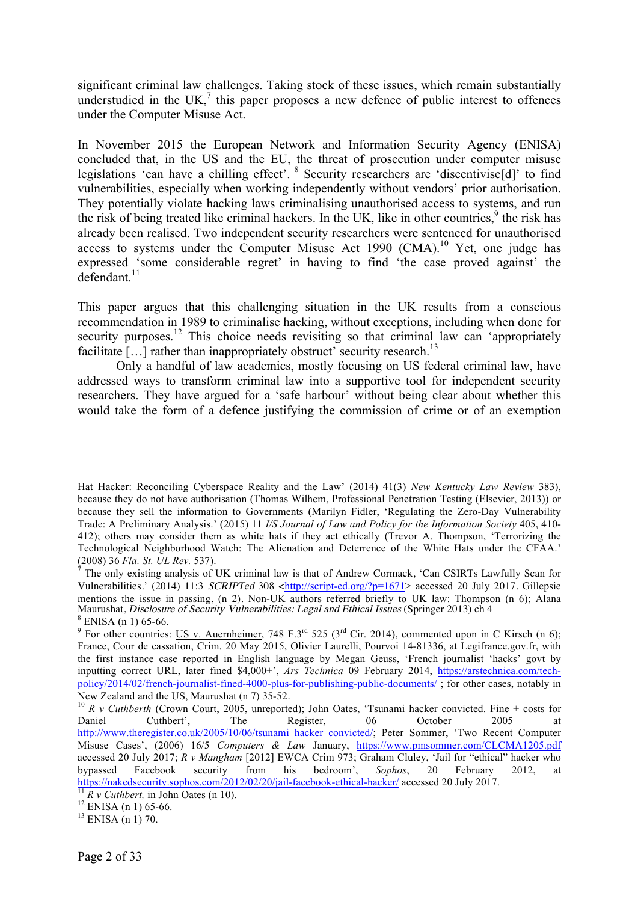significant criminal law challenges. Taking stock of these issues, which remain substantially understudied in the UK,[7] this paper proposes a new defence of public interest to offences under the Computer Misuse Act.

In November 2015 the European Network and Information Security Agency (ENISA) concluded that, in the US and the EU, the threat of prosecution under computer misuse legislations 'can have a chilling effect'. [8] Security researchers are 'discentivise[d]' to find vulnerabilities, especially when working independently without vendors' prior authorisation. They potentially violate hacking laws criminalising unauthorised access to systems, and run the risk of being treated like criminal hackers. In the UK, like in other countries,[9] the risk has already been realised. Two independent security researchers were sentenced for unauthorised access to systems under the Computer Misuse Act 1990 (CMA).[10] Yet, one judge has expressed 'some considerable regret' in having to find 'the case proved against' the defendant.[11]

This paper argues that this challenging situation in the UK results from a conscious recommendation in 1989 to criminalise hacking, without exceptions, including when done for security purposes.[12] This choice needs revisiting so that criminal law can 'appropriately facilitate […] rather than inappropriately obstruct' security research.[13]

Only a handful of law academics, mostly focusing on US federal criminal law, have addressed ways to transform criminal law into a supportive tool for independent security researchers. They have argued for a 'safe harbour' without being clear about whether this would take the form of a defence justifying the commission of crime or of an exemption

---

Hat Hacker: Reconciling Cyberspace Reality and the Law' (2014) 41(3) *New Kentucky Law Review* 383), because they do not have authorisation (Thomas Wilhem, Professional Penetration Testing (Elsevier, 2013)) or because they sell the information to Governments (Marilyn Fidler, 'Regulating the Zero-Day Vulnerability Trade: A Preliminary Analysis.' (2015) 11 *I/S Journal of Law and Policy for the Information Society* 405, 410-412); others may consider them as white hats if they act ethically (Trevor A. Thompson, 'Terrorizing the Technological Neighborhood Watch: The Alienation and Deterrence of the White Hats under the CFAA.' (2008) 36 *Fla. St. UL Rev.* 537).

[7] The only existing analysis of UK criminal law is that of Andrew Cormack, 'Can CSIRTs Lawfully Scan for Vulnerabilities.' (2014) 11:3 *SCRIPTed* 308 <http://script-ed.org/?p=1671> accessed 20 July 2017. Gillepsie mentions the issue in passing, (n 2). Non-UK authors referred briefly to UK law: Thompson (n 6); Alana Maurushat, *Disclosure of Security Vulnerabilities: Legal and Ethical Issues* (Springer 2013) ch 4

[8] ENISA (n 1) 65-66.

[9] For other countries: US v. Auernheimer, 748 F.3rd 525 (3rd Cir. 2014), commented upon in C Kirsch (n 6); France, Cour de cassation, Crim. 20 May 2015, Olivier Laurelli, Pourvoi 14-81336, at Legifrance.gouv.fr, with the first instance case reported in English language by Megan Geuss, 'French journalist 'hacks' govt by inputting correct URL, later fined $4,000+', *Ars Technica* 09 February 2014, https://arstechnica.com/tech-policy/2014/02/french-journalist-fined-4000-plus-for-publishing-public-documents/ ; for other cases, notably in New Zealand and the US, Maurushat (n 7) 35-52.

[10] *R v Cuthberth* (Crown Court, 2005, unreported); John Oates, 'Tsunami hacker convicted. Fine + costs for Daniel Cuthbert', The Register, 06 October 2005 at http://www.theregister.co.uk/2005/10/06/tsunami_hacker_convicted/; Peter Sommer, 'Two Recent Computer Misuse Cases', (2006) 16/5 *Computers & Law* January, https://www.pmsommer.com/CLCMA1205.pdf accessed 20 July 2017; *R v Mangham* [2012] EWCA Crim 973; Graham Cluley, 'Jail for "ethical" hacker who bypassed Facebook security from his bedroom', *Sophos*, 20 February 2012, at https://nakedsecurity.sophos.com/2012/02/20/jail-facebook-ethical-hacker/ accessed 20 July 2017.

[11] *R v Cuthbert,* in John Oates (n 10).

[12] ENISA (n 1) 65-66.

[13] ENISA (n 1) 70.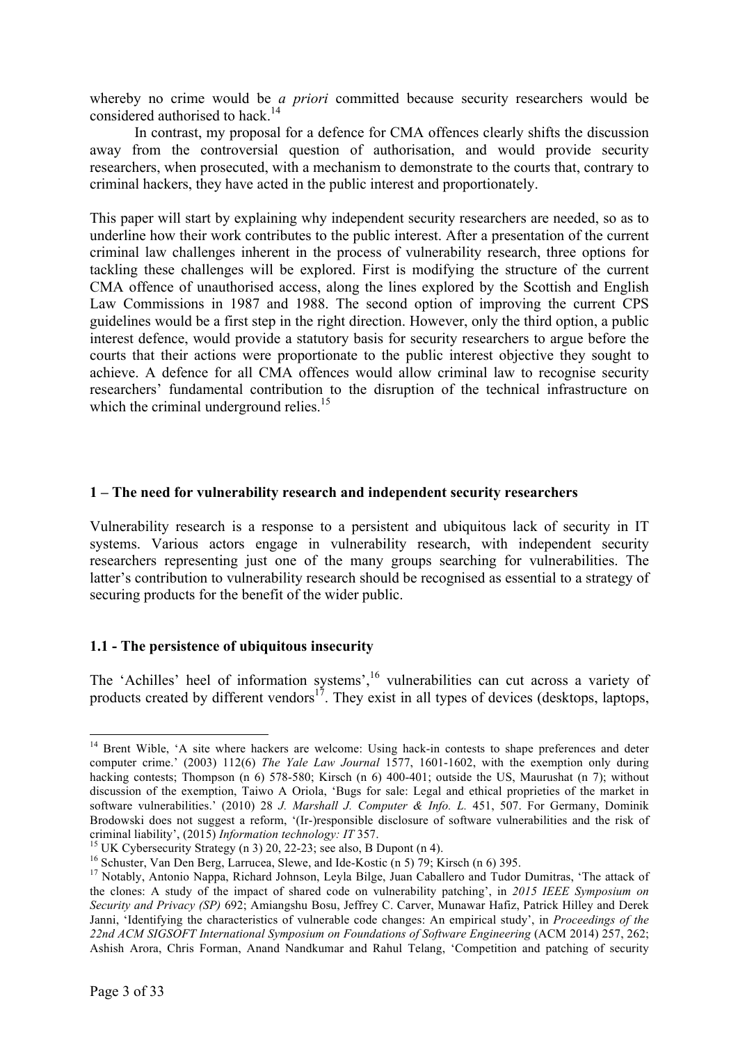whereby no crime would be *a priori* committed because security researchers would be considered authorised to hack.[14]

In contrast, my proposal for a defence for CMA offences clearly shifts the discussion away from the controversial question of authorisation, and would provide security researchers, when prosecuted, with a mechanism to demonstrate to the courts that, contrary to criminal hackers, they have acted in the public interest and proportionately.

This paper will start by explaining why independent security researchers are needed, so as to underline how their work contributes to the public interest. After a presentation of the current criminal law challenges inherent in the process of vulnerability research, three options for tackling these challenges will be explored. First is modifying the structure of the current CMA offence of unauthorised access, along the lines explored by the Scottish and English Law Commissions in 1987 and 1988. The second option of improving the current CPS guidelines would be a first step in the right direction. However, only the third option, a public interest defence, would provide a statutory basis for security researchers to argue before the courts that their actions were proportionate to the public interest objective they sought to achieve. A defence for all CMA offences would allow criminal law to recognise security researchers' fundamental contribution to the disruption of the technical infrastructure on which the criminal underground relies.[15]

## 1 – The need for vulnerability research and independent security researchers

Vulnerability research is a response to a persistent and ubiquitous lack of security in IT systems. Various actors engage in vulnerability research, with independent security researchers representing just one of the many groups searching for vulnerabilities. The latter's contribution to vulnerability research should be recognised as essential to a strategy of securing products for the benefit of the wider public.

### 1.1 - The persistence of ubiquitous insecurity

The 'Achilles' heel of information systems',[16] vulnerabilities can cut across a variety of products created by different vendors[17]. They exist in all types of devices (desktops, laptops,

---

[14] Brent Wible, 'A site where hackers are welcome: Using hack-in contests to shape preferences and deter computer crime.' (2003) 112(6) *The Yale Law Journal* 1577, 1601-1602, with the exemption only during hacking contests; Thompson (n 6) 578-580; Kirsch (n 6) 400-401; outside the US, Maurushat (n 7); without discussion of the exemption, Taiwo A Oriola, 'Bugs for sale: Legal and ethical proprieties of the market in software vulnerabilities.' (2010) 28 *J. Marshall J. Computer & Info. L.* 451, 507. For Germany, Dominik Brodowski does not suggest a reform, '(Ir-)responsible disclosure of software vulnerabilities and the risk of criminal liability', (2015) *Information technology: IT* 357.

[15] UK Cybersecurity Strategy (n 3) 20, 22-23; see also, B Dupont (n 4).

[16] Schuster, Van Den Berg, Larrucea, Slewe, and Ide-Kostic (n 5) 79; Kirsch (n 6) 395.

[17] Notably, Antonio Nappa, Richard Johnson, Leyla Bilge, Juan Caballero and Tudor Dumitras, 'The attack of the clones: A study of the impact of shared code on vulnerability patching', in *2015 IEEE Symposium on Security and Privacy (SP)* 692; Amiangshu Bosu, Jeffrey C. Carver, Munawar Hafiz, Patrick Hilley and Derek Janni, 'Identifying the characteristics of vulnerable code changes: An empirical study', in *Proceedings of the 22nd ACM SIGSOFT International Symposium on Foundations of Software Engineering* (ACM 2014) 257, 262; Ashish Arora, Chris Forman, Anand Nandkumar and Rahul Telang, 'Competition and patching of security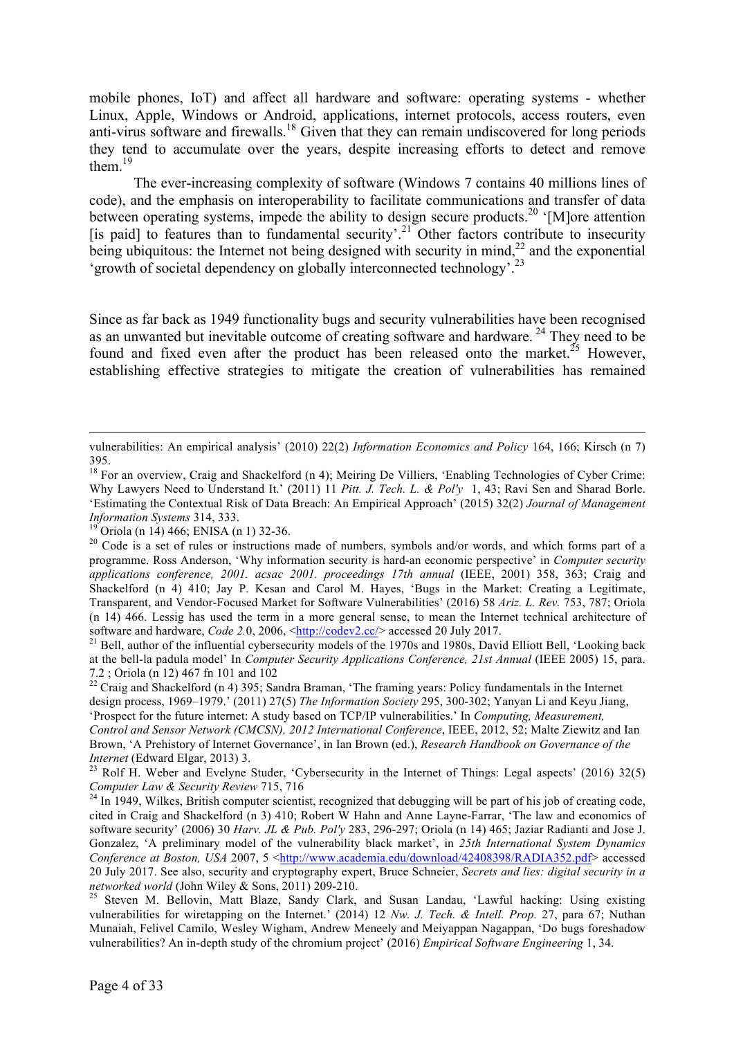mobile phones, IoT) and affect all hardware and software: operating systems - whether Linux, Apple, Windows or Android, applications, internet protocols, access routers, even anti-virus software and firewalls.[18] Given that they can remain undiscovered for long periods they tend to accumulate over the years, despite increasing efforts to detect and remove them.[19]

The ever-increasing complexity of software (Windows 7 contains 40 millions lines of code), and the emphasis on interoperability to facilitate communications and transfer of data between operating systems, impede the ability to design secure products.[20] '[M]ore attention [is paid] to features than to fundamental security'.[21] Other factors contribute to insecurity being ubiquitous: the Internet not being designed with security in mind,[22] and the exponential 'growth of societal dependency on globally interconnected technology'.[23]

Since as far back as 1949 functionality bugs and security vulnerabilities have been recognised as an unwanted but inevitable outcome of creating software and hardware.[24] They need to be found and fixed even after the product has been released onto the market.[25] However, establishing effective strategies to mitigate the creation of vulnerabilities has remained

---

vulnerabilities: An empirical analysis' (2010) 22(2) *Information Economics and Policy* 164, 166; Kirsch (n 7) 395.

[18] For an overview, Craig and Shackelford (n 4); Meiring De Villiers, 'Enabling Technologies of Cyber Crime: Why Lawyers Need to Understand It.' (2011) 11 *Pitt. J. Tech. L. & Pol'y* 1, 43; Ravi Sen and Sharad Borle. 'Estimating the Contextual Risk of Data Breach: An Empirical Approach' (2015) 32(2) *Journal of Management Information Systems* 314, 333.

[19] Oriola (n 14) 466; ENISA (n 1) 32-36.

[20] Code is a set of rules or instructions made of numbers, symbols and/or words, and which forms part of a programme. Ross Anderson, 'Why information security is hard-an economic perspective' in *Computer security applications conference, 2001. acsac 2001. proceedings 17th annual* (IEEE, 2001) 358, 363; Craig and Shackelford (n 4) 410; Jay P. Kesan and Carol M. Hayes, 'Bugs in the Market: Creating a Legitimate, Transparent, and Vendor-Focused Market for Software Vulnerabilities' (2016) 58 *Ariz. L. Rev.* 753, 787; Oriola (n 14) 466. Lessig has used the term in a more general sense, to mean the Internet technical architecture of software and hardware, *Code 2.*0, 2006, <http://codev2.cc/> accessed 20 July 2017.

[21] Bell, author of the influential cybersecurity models of the 1970s and 1980s, David Elliott Bell, 'Looking back at the bell-la padula model' In *Computer Security Applications Conference, 21st Annual* (IEEE 2005) 15, para. 7.2 ; Oriola (n 12) 467 fn 101 and 102

[22] Craig and Shackelford (n 4) 395; Sandra Braman, 'The framing years: Policy fundamentals in the Internet design process, 1969–1979.' (2011) 27(5) *The Information Society* 295, 300-302; Yanyan Li and Keyu Jiang, 'Prospect for the future internet: A study based on TCP/IP vulnerabilities.' In *Computing, Measurement, Control and Sensor Network (CMCSN), 2012 International Conference*, IEEE, 2012, 52; Malte Ziewitz and Ian Brown, 'A Prehistory of Internet Governance', in Ian Brown (ed.), *Research Handbook on Governance of the Internet* (Edward Elgar, 2013) 3.

[23] Rolf H. Weber and Evelyne Studer, 'Cybersecurity in the Internet of Things: Legal aspects' (2016) 32(5) *Computer Law & Security Review* 715, 716

[24] In 1949, Wilkes, British computer scientist, recognized that debugging will be part of his job of creating code, cited in Craig and Shackelford (n 3) 410; Robert W Hahn and Anne Layne-Farrar, 'The law and economics of software security' (2006) 30 *Harv. JL & Pub. Pol'y* 283, 296-297; Oriola (n 14) 465; Jaziar Radianti and Jose J. Gonzalez, 'A preliminary model of the vulnerability black market', in *25th International System Dynamics Conference at Boston, USA* 2007, 5 <http://www.academia.edu/download/42408398/RADIA352.pdf> accessed 20 July 2017. See also, security and cryptography expert, Bruce Schneier, *Secrets and lies: digital security in a networked world* (John Wiley & Sons, 2011) 209-210.

[25] Steven M. Bellovin, Matt Blaze, Sandy Clark, and Susan Landau, 'Lawful hacking: Using existing vulnerabilities for wiretapping on the Internet.' (2014) 12 *Nw. J. Tech. & Intell. Prop.* 27, para 67; Nuthan Munaiah, Felivel Camilo, Wesley Wigham, Andrew Meneely and Meiyappan Nagappan, 'Do bugs foreshadow vulnerabilities? An in-depth study of the chromium project' (2016) *Empirical Software Engineering* 1, 34.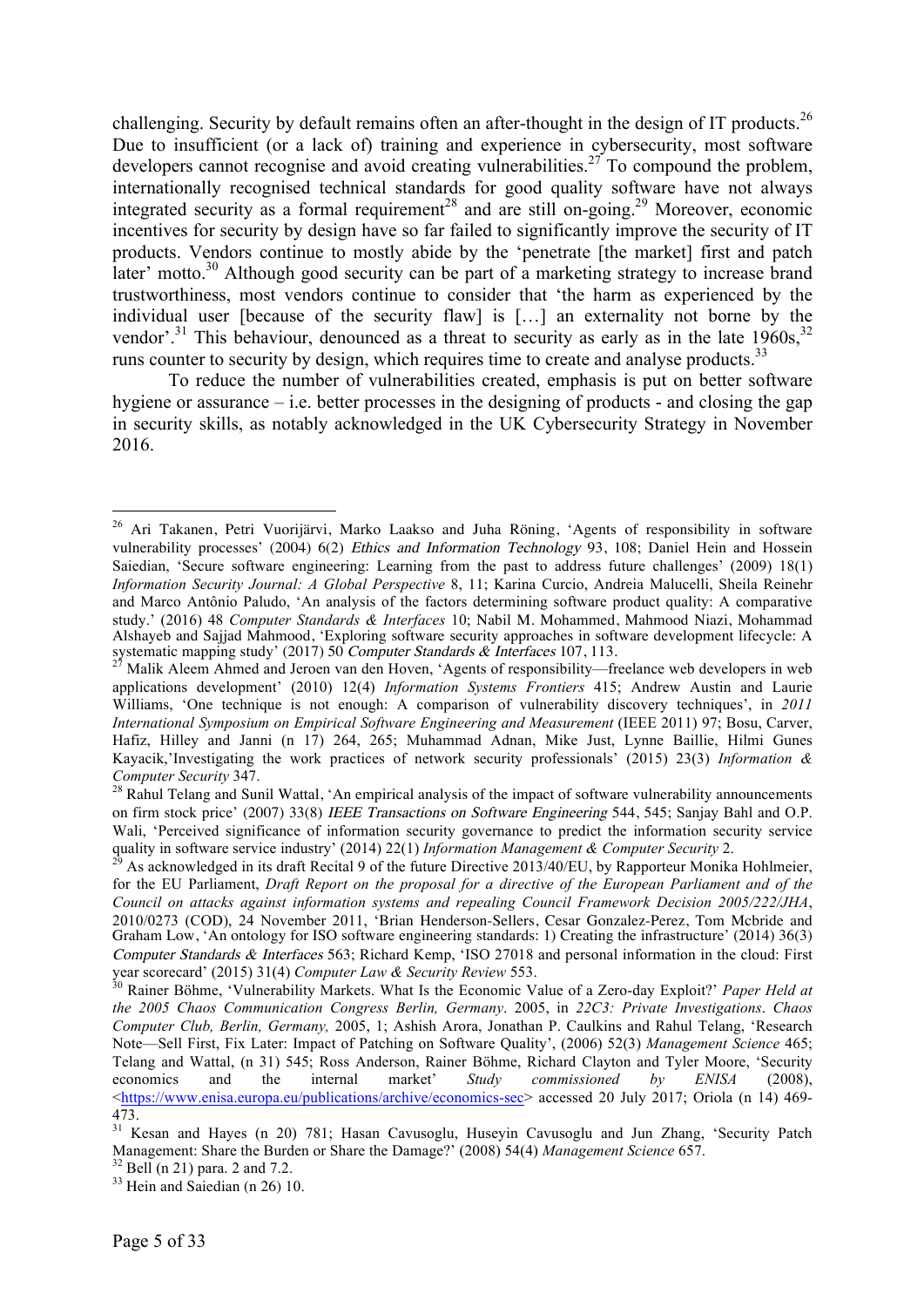challenging. Security by default remains often an after-thought in the design of IT products.[26] Due to insufficient (or a lack of) training and experience in cybersecurity, most software developers cannot recognise and avoid creating vulnerabilities.[27] To compound the problem, internationally recognised technical standards for good quality software have not always integrated security as a formal requirement[28] and are still on-going.[29] Moreover, economic incentives for security by design have so far failed to significantly improve the security of IT products. Vendors continue to mostly abide by the 'penetrate [the market] first and patch later' motto.[30] Although good security can be part of a marketing strategy to increase brand trustworthiness, most vendors continue to consider that 'the harm as experienced by the individual user [because of the security flaw] is […] an externality not borne by the vendor'.[31] This behaviour, denounced as a threat to security as early as in the late 1960s,[32] runs counter to security by design, which requires time to create and analyse products.[33]

To reduce the number of vulnerabilities created, emphasis is put on better software hygiene or assurance – i.e. better processes in the designing of products - and closing the gap in security skills, as notably acknowledged in the UK Cybersecurity Strategy in November 2016.

---

[26] Ari Takanen, Petri Vuorijärvi, Marko Laakso and Juha Röning, 'Agents of responsibility in software vulnerability processes' (2004) 6(2) *Ethics and Information Technology* 93, 108; Daniel Hein and Hossein Saiedian, 'Secure software engineering: Learning from the past to address future challenges' (2009) 18(1) *Information Security Journal: A Global Perspective* 8, 11; Karina Curcio, Andreia Malucelli, Sheila Reinehr and Marco Antônio Paludo, 'An analysis of the factors determining software product quality: A comparative study.' (2016) 48 *Computer Standards & Interfaces* 10; Nabil M. Mohammed, Mahmood Niazi, Mohammad Alshayeb and Sajjad Mahmood, 'Exploring software security approaches in software development lifecycle: A systematic mapping study' (2017) 50 *Computer Standards & Interfaces* 107, 113.

[27] Malik Aleem Ahmed and Jeroen van den Hoven, 'Agents of responsibility—freelance web developers in web applications development' (2010) 12(4) *Information Systems Frontiers* 415; Andrew Austin and Laurie Williams, 'One technique is not enough: A comparison of vulnerability discovery techniques', in *2011 International Symposium on Empirical Software Engineering and Measurement* (IEEE 2011) 97; Bosu, Carver, Hafiz, Hilley and Janni (n 17) 264, 265; Muhammad Adnan, Mike Just, Lynne Baillie, Hilmi Gunes Kayacik,'Investigating the work practices of network security professionals' (2015) 23(3) *Information & Computer Security* 347.

[28] Rahul Telang and Sunil Wattal, 'An empirical analysis of the impact of software vulnerability announcements on firm stock price' (2007) 33(8) *IEEE Transactions on Software Engineering* 544, 545; Sanjay Bahl and O.P. Wali, 'Perceived significance of information security governance to predict the information security service quality in software service industry' (2014) 22(1) *Information Management & Computer Security* 2.

[29] As acknowledged in its draft Recital 9 of the future Directive 2013/40/EU, by Rapporteur Monika Hohlmeier, for the EU Parliament, *Draft Report on the proposal for a directive of the European Parliament and of the Council on attacks against information systems and repealing Council Framework Decision 2005/222/JHA*, 2010/0273 (COD), 24 November 2011, 'Brian Henderson-Sellers, Cesar Gonzalez-Perez, Tom Mcbride and Graham Low, 'An ontology for ISO software engineering standards: 1) Creating the infrastructure' (2014) 36(3) *Computer Standards & Interfaces* 563; Richard Kemp, 'ISO 27018 and personal information in the cloud: First year scorecard' (2015) 31(4) *Computer Law & Security Review* 553.

[30] Rainer Böhme, 'Vulnerability Markets. What Is the Economic Value of a Zero-day Exploit?' *Paper Held at the 2005 Chaos Communication Congress Berlin, Germany*. 2005, in *22C3: Private Investigations*. *Chaos Computer Club, Berlin, Germany,* 2005, 1; Ashish Arora, Jonathan P. Caulkins and Rahul Telang, 'Research Note—Sell First, Fix Later: Impact of Patching on Software Quality', (2006) 52(3) *Management Science* 465; Telang and Wattal, (n 31) 545; Ross Anderson, Rainer Böhme, Richard Clayton and Tyler Moore, 'Security economics and the internal market' *Study commissioned by ENISA* (2008), <https://www.enisa.europa.eu/publications/archive/economics-sec> accessed 20 July 2017; Oriola (n 14) 469-473.

[31] Kesan and Hayes (n 20) 781; Hasan Cavusoglu, Huseyin Cavusoglu and Jun Zhang, 'Security Patch Management: Share the Burden or Share the Damage?' (2008) 54(4) *Management Science* 657.

[32] Bell (n 21) para. 2 and 7.2.

[33] Hein and Saiedian (n 26) 10.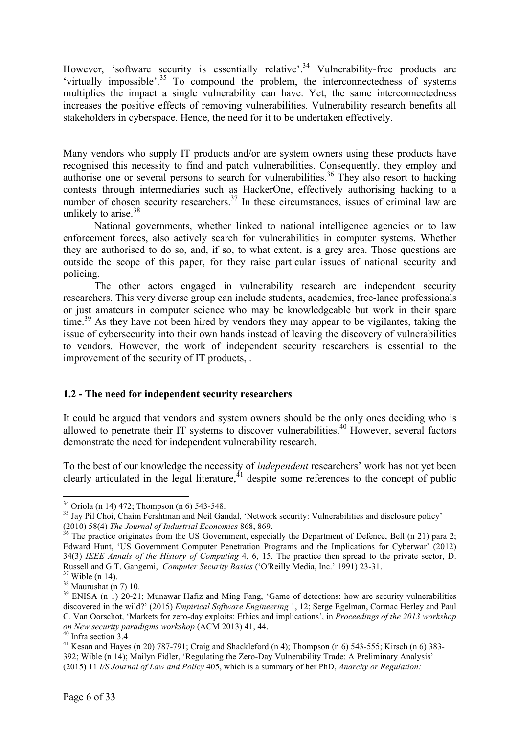However, 'software security is essentially relative'.[34] Vulnerability-free products are 'virtually impossible'.[35] To compound the problem, the interconnectedness of systems multiplies the impact a single vulnerability can have. Yet, the same interconnectedness increases the positive effects of removing vulnerabilities. Vulnerability research benefits all stakeholders in cyberspace. Hence, the need for it to be undertaken effectively.

Many vendors who supply IT products and/or are system owners using these products have recognised this necessity to find and patch vulnerabilities. Consequently, they employ and authorise one or several persons to search for vulnerabilities.[36] They also resort to hacking contests through intermediaries such as HackerOne, effectively authorising hacking to a number of chosen security researchers.[37] In these circumstances, issues of criminal law are unlikely to arise.[38]

National governments, whether linked to national intelligence agencies or to law enforcement forces, also actively search for vulnerabilities in computer systems. Whether they are authorised to do so, and, if so, to what extent, is a grey area. Those questions are outside the scope of this paper, for they raise particular issues of national security and policing.

The other actors engaged in vulnerability research are independent security researchers. This very diverse group can include students, academics, free-lance professionals or just amateurs in computer science who may be knowledgeable but work in their spare time.[39] As they have not been hired by vendors they may appear to be vigilantes, taking the issue of cybersecurity into their own hands instead of leaving the discovery of vulnerabilities to vendors. However, the work of independent security researchers is essential to the improvement of the security of IT products, .

### 1.2 - The need for independent security researchers

It could be argued that vendors and system owners should be the only ones deciding who is allowed to penetrate their IT systems to discover vulnerabilities.[40] However, several factors demonstrate the need for independent vulnerability research.

To the best of our knowledge the necessity of *independent* researchers' work has not yet been clearly articulated in the legal literature,[41] despite some references to the concept of public

---

[34] Oriola (n 14) 472; Thompson (n 6) 543-548.

[35] Jay Pil Choi, Chaim Fershtman and Neil Gandal, 'Network security: Vulnerabilities and disclosure policy' (2010) 58(4) *The Journal of Industrial Economics* 868, 869.

[36] The practice originates from the US Government, especially the Department of Defence, Bell (n 21) para 2; Edward Hunt, 'US Government Computer Penetration Programs and the Implications for Cyberwar' (2012) 34(3) *IEEE Annals of the History of Computing* 4, 6, 15. The practice then spread to the private sector, D. Russell and G.T. Gangemi, *Computer Security Basics* ('O'Reilly Media, Inc.' 1991) 23-31.

[37] Wible (n 14).

[38] Maurushat (n 7) 10.

[39] ENISA (n 1) 20-21; Munawar Hafiz and Ming Fang, 'Game of detections: how are security vulnerabilities discovered in the wild?' (2015) *Empirical Software Engineering* 1, 12; Serge Egelman, Cormac Herley and Paul C. Van Oorschot, 'Markets for zero-day exploits: Ethics and implications', in *Proceedings of the 2013 workshop on New security paradigms workshop* (ACM 2013) 41, 44.

[40] Infra section 3.4

[41] Kesan and Hayes (n 20) 787-791; Craig and Shackleford (n 4); Thompson (n 6) 543-555; Kirsch (n 6) 383-392; Wible (n 14); Mailyn Fidler, 'Regulating the Zero-Day Vulnerability Trade: A Preliminary Analysis' (2015) 11 *I/S Journal of Law and Policy* 405, which is a summary of her PhD, *Anarchy or Regulation:*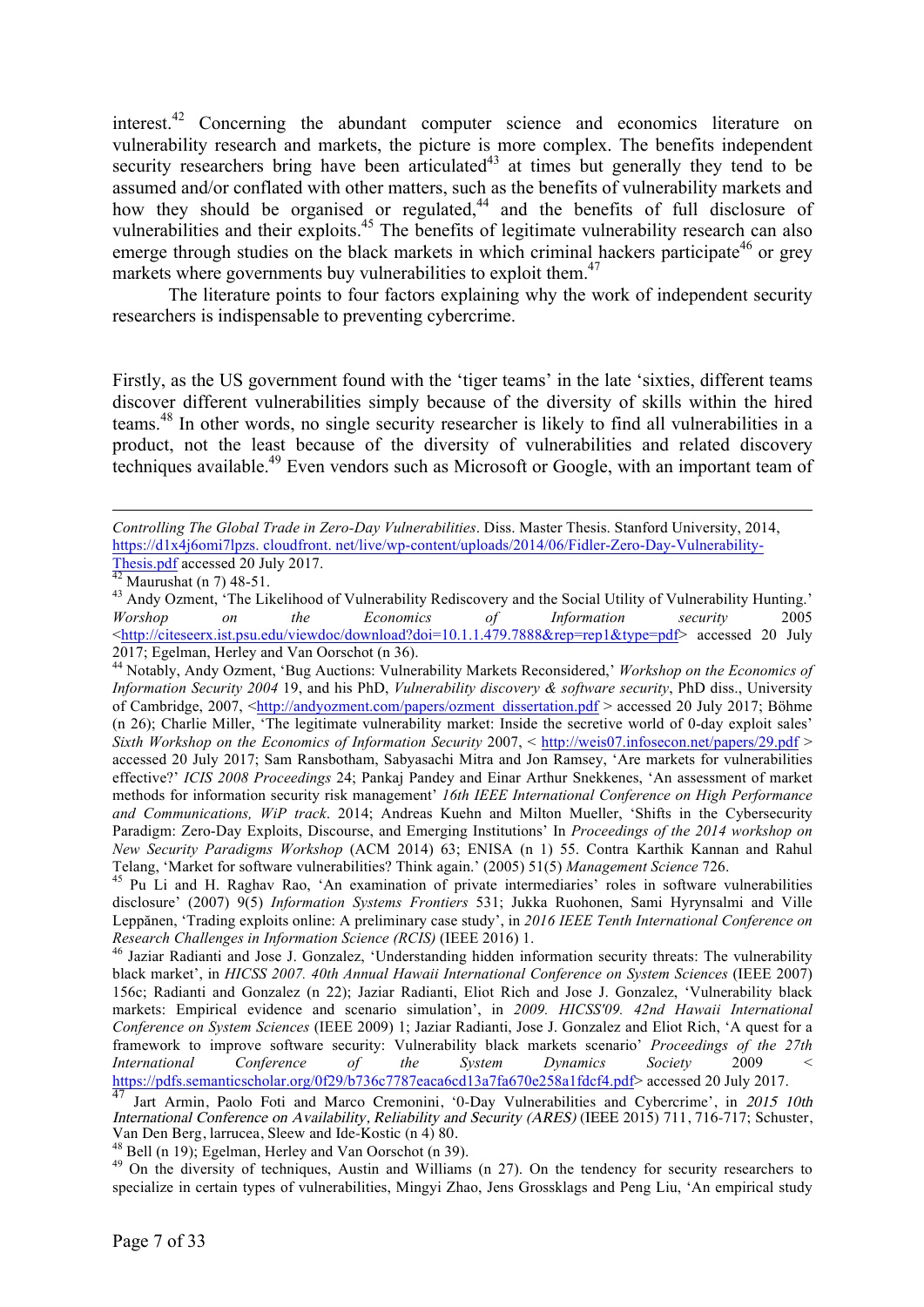interest.[42] Concerning the abundant computer science and economics literature on vulnerability research and markets, the picture is more complex. The benefits independent security researchers bring have been articulated[43] at times but generally they tend to be assumed and/or conflated with other matters, such as the benefits of vulnerability markets and how they should be organised or regulated,[44] and the benefits of full disclosure of vulnerabilities and their exploits.[45] The benefits of legitimate vulnerability research can also emerge through studies on the black markets in which criminal hackers participate[46] or grey markets where governments buy vulnerabilities to exploit them.[47]

The literature points to four factors explaining why the work of independent security researchers is indispensable to preventing cybercrime.

Firstly, as the US government found with the 'tiger teams' in the late 'sixties, different teams discover different vulnerabilities simply because of the diversity of skills within the hired teams.[48] In other words, no single security researcher is likely to find all vulnerabilities in a product, not the least because of the diversity of vulnerabilities and related discovery techniques available.[49] Even vendors such as Microsoft or Google, with an important team of

---

*Controlling The Global Trade in Zero-Day Vulnerabilities*. Diss. Master Thesis. Stanford University, 2014, https://d1x4j6omi7lpzs. cloudfront. net/live/wp-content/uploads/2014/06/Fidler-Zero-Day-Vulnerability-Thesis.pdf accessed 20 July 2017.

[42] Maurushat (n 7) 48-51.

[43] Andy Ozment, 'The Likelihood of Vulnerability Rediscovery and the Social Utility of Vulnerability Hunting.' *Worshop on the Economics of Information security* 2005 <http://citeseerx.ist.psu.edu/viewdoc/download?doi=10.1.1.479.7888&rep=rep1&type=pdf> accessed 20 July 2017; Egelman, Herley and Van Oorschot (n 36).

[44] Notably, Andy Ozment, 'Bug Auctions: Vulnerability Markets Reconsidered,' *Workshop on the Economics of Information Security 2004* 19, and his PhD, *Vulnerability discovery & software security*, PhD diss., University of Cambridge, 2007, <http://andyozment.com/papers/ozment_dissertation.pdf > accessed 20 July 2017; Böhme (n 26); Charlie Miller, 'The legitimate vulnerability market: Inside the secretive world of 0-day exploit sales' *Sixth Workshop on the Economics of Information Security* 2007, < http://weis07.infosecon.net/papers/29.pdf > accessed 20 July 2017; Sam Ransbotham, Sabyasachi Mitra and Jon Ramsey, 'Are markets for vulnerabilities effective?' *ICIS 2008 Proceedings* 24; Pankaj Pandey and Einar Arthur Snekkenes, 'An assessment of market methods for information security risk management' *16th IEEE International Conference on High Performance and Communications, WiP track*. 2014; Andreas Kuehn and Milton Mueller, 'Shifts in the Cybersecurity Paradigm: Zero-Day Exploits, Discourse, and Emerging Institutions' In *Proceedings of the 2014 workshop on New Security Paradigms Workshop* (ACM 2014) 63; ENISA (n 1) 55. Contra Karthik Kannan and Rahul Telang, 'Market for software vulnerabilities? Think again.' (2005) 51(5) *Management Science* 726.

[45] Pu Li and H. Raghav Rao, 'An examination of private intermediaries' roles in software vulnerabilities disclosure' (2007) 9(5) *Information Systems Frontiers* 531; Jukka Ruohonen, Sami Hyrynsalmi and Ville Leppănen, 'Trading exploits online: A preliminary case study', in *2016 IEEE Tenth International Conference on Research Challenges in Information Science (RCIS)* (IEEE 2016) 1.

[46] Jaziar Radianti and Jose J. Gonzalez, 'Understanding hidden information security threats: The vulnerability black market', in *HICSS 2007. 40th Annual Hawaii International Conference on System Sciences* (IEEE 2007) 156c; Radianti and Gonzalez (n 22); Jaziar Radianti, Eliot Rich and Jose J. Gonzalez, 'Vulnerability black markets: Empirical evidence and scenario simulation', in *2009. HICSS'09. 42nd Hawaii International Conference on System Sciences* (IEEE 2009) 1; Jaziar Radianti, Jose J. Gonzalez and Eliot Rich, 'A quest for a framework to improve software security: Vulnerability black markets scenario' *Proceedings of the 27th International Conference of the System Dynamics Society* 2009 < https://pdfs.semanticscholar.org/0f29/b736c7787eaca6cd13a7fa670e258a1fdcf4.pdf> accessed 20 July 2017.

[47] Jart Armin, Paolo Foti and Marco Cremonini, '0-Day Vulnerabilities and Cybercrime', in *2015 10th International Conference on Availability, Reliability and Security (ARES)* (IEEE 2015) 711, 716-717; Schuster, Van Den Berg, larrucea, Sleew and Ide-Kostic (n 4) 80.

[48] Bell (n 19); Egelman, Herley and Van Oorschot (n 39).

[49] On the diversity of techniques, Austin and Williams (n 27). On the tendency for security researchers to specialize in certain types of vulnerabilities, Mingyi Zhao, Jens Grossklags and Peng Liu, 'An empirical study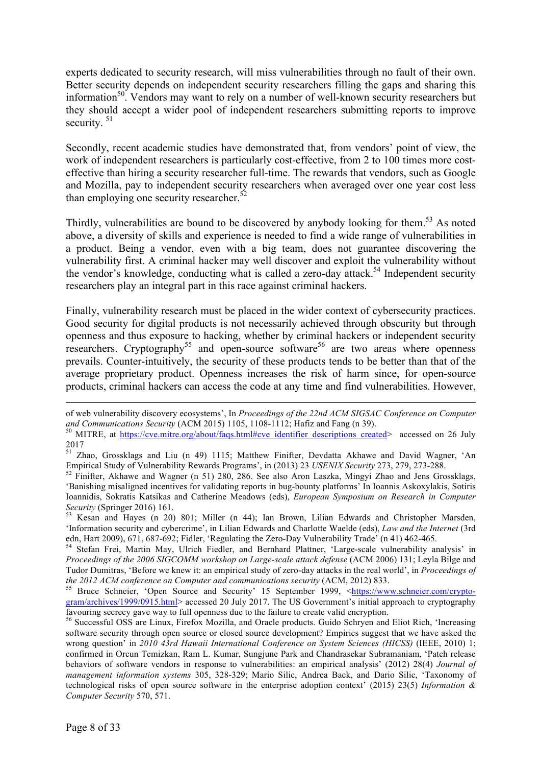experts dedicated to security research, will miss vulnerabilities through no fault of their own. Better security depends on independent security researchers filling the gaps and sharing this information[50]. Vendors may want to rely on a number of well-known security researchers but they should accept a wider pool of independent researchers submitting reports to improve security. [51]

Secondly, recent academic studies have demonstrated that, from vendors' point of view, the work of independent researchers is particularly cost-effective, from 2 to 100 times more cost-effective than hiring a security researcher full-time. The rewards that vendors, such as Google and Mozilla, pay to independent security researchers when averaged over one year cost less than employing one security researcher.[52]

Thirdly, vulnerabilities are bound to be discovered by anybody looking for them.[53] As noted above, a diversity of skills and experience is needed to find a wide range of vulnerabilities in a product. Being a vendor, even with a big team, does not guarantee discovering the vulnerability first. A criminal hacker may well discover and exploit the vulnerability without the vendor's knowledge, conducting what is called a zero-day attack.[54] Independent security researchers play an integral part in this race against criminal hackers.

Finally, vulnerability research must be placed in the wider context of cybersecurity practices. Good security for digital products is not necessarily achieved through obscurity but through openness and thus exposure to hacking, whether by criminal hackers or independent security researchers. Cryptography[55] and open-source software[56] are two areas where openness prevails. Counter-intuitively, the security of these products tends to be better than that of the average proprietary product. Openness increases the risk of harm since, for open-source products, criminal hackers can access the code at any time and find vulnerabilities. However,

---

of web vulnerability discovery ecosystems', In *Proceedings of the 22nd ACM SIGSAC Conference on Computer and Communications Security* (ACM 2015) 1105, 1108-1112; Hafiz and Fang (n 39).

[50] MITRE, at https://cve.mitre.org/about/faqs.html#cve_identifier_descriptions_created> accessed on 26 July 2017

[51] Zhao, Grossklags and Liu (n 49) 1115; Matthew Finifter, Devdatta Akhawe and David Wagner, 'An Empirical Study of Vulnerability Rewards Programs', in (2013) 23 *USENIX Security* 273, 279, 273-288.

[52] Finifter, Akhawe and Wagner (n 51) 280, 286. See also Aron Laszka, Mingyi Zhao and Jens Grossklags, 'Banishing misaligned incentives for validating reports in bug-bounty platforms' In Ioannis Askoxylakis, Sotiris Ioannidis, Sokratis Katsikas and Catherine Meadows (eds), *European Symposium on Research in Computer Security* (Springer 2016) 161.

[53] Kesan and Hayes (n 20) 801; Miller (n 44); Ian Brown, Lilian Edwards and Christopher Marsden, 'Information security and cybercrime', in Lilian Edwards and Charlotte Waelde (eds), *Law and the Internet* (3rd edn, Hart 2009), 671, 687-692; Fidler, 'Regulating the Zero-Day Vulnerability Trade' (n 41) 462-465.

[54] Stefan Frei, Martin May, Ulrich Fiedler, and Bernhard Plattner, 'Large-scale vulnerability analysis' in *Proceedings of the 2006 SIGCOMM workshop on Large-scale attack defense* (ACM 2006) 131; Leyla Bilge and Tudor Dumitras, 'Before we knew it: an empirical study of zero-day attacks in the real world', in *Proceedings of the 2012 ACM conference on Computer and communications security* (ACM, 2012) 833.

[55] Bruce Schneier, 'Open Source and Security' 15 September 1999, <https://www.schneier.com/crypto-gram/archives/1999/0915.html> accessed 20 July 2017. The US Government's initial approach to cryptography favouring secrecy gave way to full openness due to the failure to create valid encryption.

[56] Successful OSS are Linux, Firefox Mozilla, and Oracle products. Guido Schryen and Eliot Rich, 'Increasing software security through open source or closed source development? Empirics suggest that we have asked the wrong question' in *2010 43rd Hawaii International Conference on System Sciences (HICSS)* (IEEE, 2010) 1; confirmed in Orcun Temizkan, Ram L. Kumar, Sungjune Park and Chandrasekar Subramaniam, 'Patch release behaviors of software vendors in response to vulnerabilities: an empirical analysis' (2012) 28(4) *Journal of management information systems* 305, 328-329; Mario Silic, Andrea Back, and Dario Silic, 'Taxonomy of technological risks of open source software in the enterprise adoption context' (2015) 23(5) *Information & Computer Security* 570, 571.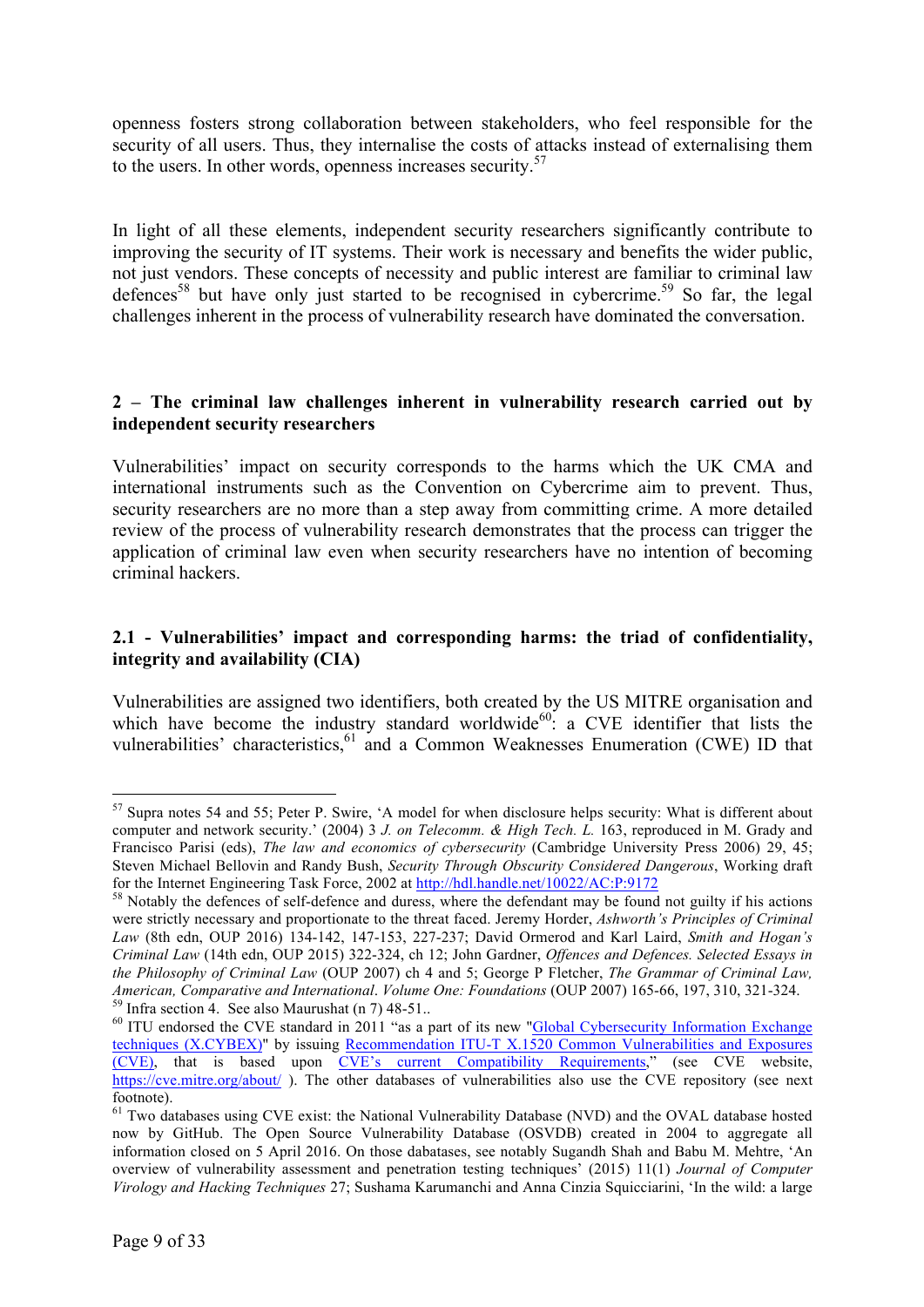openness fosters strong collaboration between stakeholders, who feel responsible for the security of all users. Thus, they internalise the costs of attacks instead of externalising them to the users. In other words, openness increases security.[57]

In light of all these elements, independent security researchers significantly contribute to improving the security of IT systems. Their work is necessary and benefits the wider public, not just vendors. These concepts of necessity and public interest are familiar to criminal law defences[58] but have only just started to be recognised in cybercrime.[59] So far, the legal challenges inherent in the process of vulnerability research have dominated the conversation.

## 2 – The criminal law challenges inherent in vulnerability research carried out by independent security researchers

Vulnerabilities' impact on security corresponds to the harms which the UK CMA and international instruments such as the Convention on Cybercrime aim to prevent. Thus, security researchers are no more than a step away from committing crime. A more detailed review of the process of vulnerability research demonstrates that the process can trigger the application of criminal law even when security researchers have no intention of becoming criminal hackers.

### 2.1 - Vulnerabilities' impact and corresponding harms: the triad of confidentiality, integrity and availability (CIA)

Vulnerabilities are assigned two identifiers, both created by the US MITRE organisation and which have become the industry standard worldwide[60]: a CVE identifier that lists the vulnerabilities' characteristics,[61] and a Common Weaknesses Enumeration (CWE) ID that

---

[57] Supra notes 54 and 55; Peter P. Swire, 'A model for when disclosure helps security: What is different about computer and network security.' (2004) 3 *J. on Telecomm. & High Tech. L.* 163, reproduced in M. Grady and Francisco Parisi (eds), *The law and economics of cybersecurity* (Cambridge University Press 2006) 29, 45; Steven Michael Bellovin and Randy Bush, *Security Through Obscurity Considered Dangerous*, Working draft for the Internet Engineering Task Force, 2002 at http://hdl.handle.net/10022/AC:P:9172

[58] Notably the defences of self-defence and duress, where the defendant may be found not guilty if his actions were strictly necessary and proportionate to the threat faced. Jeremy Horder, *Ashworth's Principles of Criminal Law* (8th edn, OUP 2016) 134-142, 147-153, 227-237; David Ormerod and Karl Laird, *Smith and Hogan's Criminal Law* (14th edn, OUP 2015) 322-324, ch 12; John Gardner, *Offences and Defences. Selected Essays in the Philosophy of Criminal Law* (OUP 2007) ch 4 and 5; George P Fletcher, *The Grammar of Criminal Law, American, Comparative and International. Volume One: Foundations* (OUP 2007) 165-66, 197, 310, 321-324.

[59] Infra section 4. See also Maurushat (n 7) 48-51..

[60] ITU endorsed the CVE standard in 2011 "as a part of its new "Global Cybersecurity Information Exchange techniques (X.CYBEX)" by issuing Recommendation ITU-T X.1520 Common Vulnerabilities and Exposures (CVE), that is based upon CVE's current Compatibility Requirements," (see CVE website, https://cve.mitre.org/about/ ). The other databases of vulnerabilities also use the CVE repository (see next footnote).

[61] Two databases using CVE exist: the National Vulnerability Database (NVD) and the OVAL database hosted now by GitHub. The Open Source Vulnerability Database (OSVDB) created in 2004 to aggregate all information closed on 5 April 2016. On those dabatases, see notably Sugandh Shah and Babu M. Mehtre, 'An overview of vulnerability assessment and penetration testing techniques' (2015) 11(1) *Journal of Computer Virology and Hacking Techniques* 27; Sushama Karumanchi and Anna Cinzia Squicciarini, 'In the wild: a large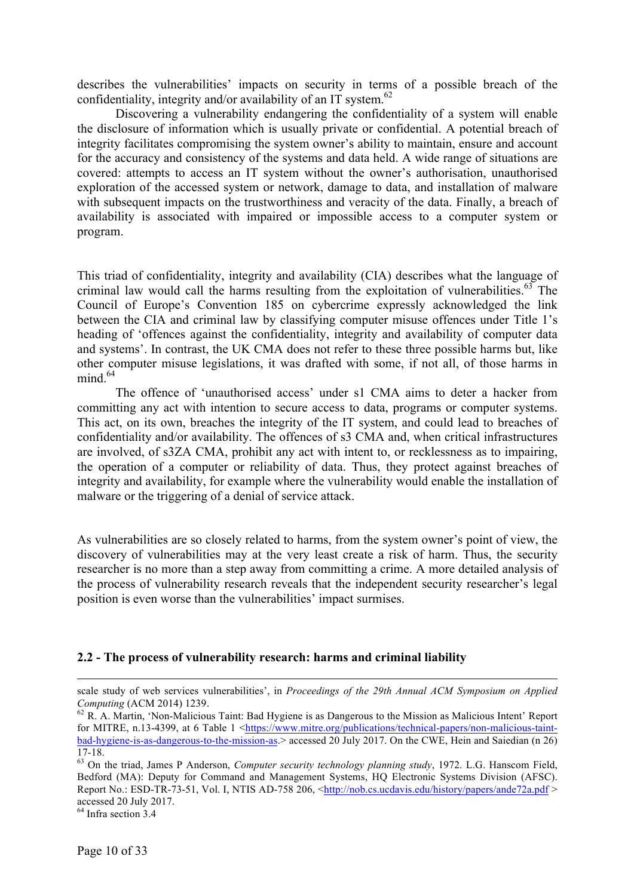describes the vulnerabilities' impacts on security in terms of a possible breach of the confidentiality, integrity and/or availability of an IT system.[62]

Discovering a vulnerability endangering the confidentiality of a system will enable the disclosure of information which is usually private or confidential. A potential breach of integrity facilitates compromising the system owner's ability to maintain, ensure and account for the accuracy and consistency of the systems and data held. A wide range of situations are covered: attempts to access an IT system without the owner's authorisation, unauthorised exploration of the accessed system or network, damage to data, and installation of malware with subsequent impacts on the trustworthiness and veracity of the data. Finally, a breach of availability is associated with impaired or impossible access to a computer system or program.

This triad of confidentiality, integrity and availability (CIA) describes what the language of criminal law would call the harms resulting from the exploitation of vulnerabilities.[63] The Council of Europe's Convention 185 on cybercrime expressly acknowledged the link between the CIA and criminal law by classifying computer misuse offences under Title 1's heading of 'offences against the confidentiality, integrity and availability of computer data and systems'. In contrast, the UK CMA does not refer to these three possible harms but, like other computer misuse legislations, it was drafted with some, if not all, of those harms in mind.[64]

The offence of 'unauthorised access' under s1 CMA aims to deter a hacker from committing any act with intention to secure access to data, programs or computer systems. This act, on its own, breaches the integrity of the IT system, and could lead to breaches of confidentiality and/or availability. The offences of s3 CMA and, when critical infrastructures are involved, of s3ZA CMA, prohibit any act with intent to, or recklessness as to impairing, the operation of a computer or reliability of data. Thus, they protect against breaches of integrity and availability, for example where the vulnerability would enable the installation of malware or the triggering of a denial of service attack.

As vulnerabilities are so closely related to harms, from the system owner's point of view, the discovery of vulnerabilities may at the very least create a risk of harm. Thus, the security researcher is no more than a step away from committing a crime. A more detailed analysis of the process of vulnerability research reveals that the independent security researcher's legal position is even worse than the vulnerabilities' impact surmises.

## 2.2 - The process of vulnerability research: harms and criminal liability

---

scale study of web services vulnerabilities', in *Proceedings of the 29th Annual ACM Symposium on Applied Computing* (ACM 2014) 1239.

[62] R. A. Martin, 'Non-Malicious Taint: Bad Hygiene is as Dangerous to the Mission as Malicious Intent' Report for MITRE, n.13-4399, at 6 Table 1 <https://www.mitre.org/publications/technical-papers/non-malicious-taint-bad-hygiene-is-as-dangerous-to-the-mission-as.> accessed 20 July 2017. On the CWE, Hein and Saiedian (n 26) 17-18.

[63] On the triad, James P Anderson, *Computer security technology planning study*, 1972. L.G. Hanscom Field, Bedford (MA): Deputy for Command and Management Systems, HQ Electronic Systems Division (AFSC). Report No.: ESD-TR-73-51, Vol. I, NTIS AD-758 206, <http://nob.cs.ucdavis.edu/history/papers/ande72a.pdf > accessed 20 July 2017.

[64] Infra section 3.4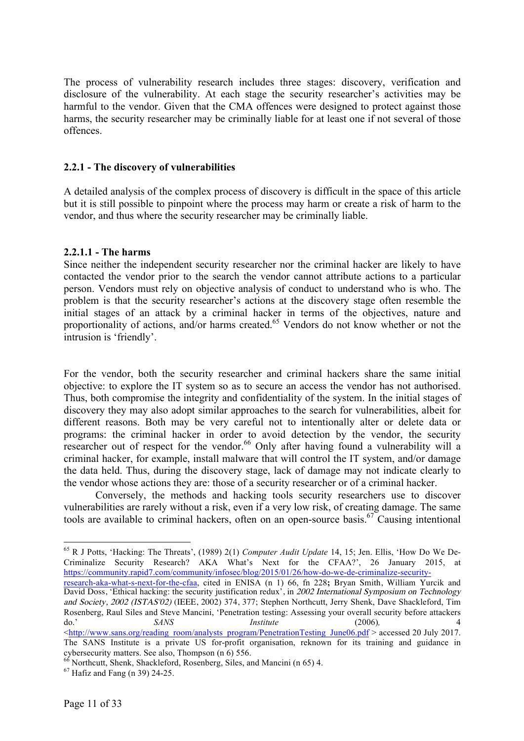The process of vulnerability research includes three stages: discovery, verification and disclosure of the vulnerability. At each stage the security researcher's activities may be harmful to the vendor. Given that the CMA offences were designed to protect against those harms, the security researcher may be criminally liable for at least one if not several of those offences.

### 2.2.1 - The discovery of vulnerabilities

A detailed analysis of the complex process of discovery is difficult in the space of this article but it is still possible to pinpoint where the process may harm or create a risk of harm to the vendor, and thus where the security researcher may be criminally liable.

#### 2.2.1.1 - The harms

Since neither the independent security researcher nor the criminal hacker are likely to have contacted the vendor prior to the search the vendor cannot attribute actions to a particular person. Vendors must rely on objective analysis of conduct to understand who is who. The problem is that the security researcher's actions at the discovery stage often resemble the initial stages of an attack by a criminal hacker in terms of the objectives, nature and proportionality of actions, and/or harms created.[65] Vendors do not know whether or not the intrusion is 'friendly'.

For the vendor, both the security researcher and criminal hackers share the same initial objective: to explore the IT system so as to secure an access the vendor has not authorised. Thus, both compromise the integrity and confidentiality of the system. In the initial stages of discovery they may also adopt similar approaches to the search for vulnerabilities, albeit for different reasons. Both may be very careful not to intentionally alter or delete data or programs: the criminal hacker in order to avoid detection by the vendor, the security researcher out of respect for the vendor.[66] Only after having found a vulnerability will a criminal hacker, for example, install malware that will control the IT system, and/or damage the data held. Thus, during the discovery stage, lack of damage may not indicate clearly to the vendor whose actions they are: those of a security researcher or of a criminal hacker.

Conversely, the methods and hacking tools security researchers use to discover vulnerabilities are rarely without a risk, even if a very low risk, of creating damage. The same tools are available to criminal hackers, often on an open-source basis.[67] Causing intentional

---

[65] R J Potts, 'Hacking: The Threats', (1989) 2(1) *Computer Audit Update* 14, 15; Jen. Ellis, 'How Do We De-Criminalize Security Research? AKA What's Next for the CFAA?', 26 January 2015, at https://community.rapid7.com/community/infosec/blog/2015/01/26/how-do-we-de-criminalize-security-research-aka-what-s-next-for-the-cfaa, cited in ENISA (n 1) 66, fn 228; Bryan Smith, William Yurcik and David Doss, 'Ethical hacking: the security justification redux', in *2002 International Symposium on Technology and Society, 2002 (ISTAS'02)* (IEEE, 2002) 374, 377; Stephen Northcutt, Jerry Shenk, Dave Shackleford, Tim Rosenberg, Raul Siles and Steve Mancini, 'Penetration testing: Assessing your overall security before attackers do.' *SANS Institute* (2006), 4 <http://www.sans.org/reading_room/analysts_program/PenetrationTesting_June06.pdf > accessed 20 July 2017. The SANS Institute is a private US for-profit organisation, reknown for its training and guidance in cybersecurity matters. See also, Thompson (n 6) 556.

[66] Northcutt, Shenk, Shackleford, Rosenberg, Siles, and Mancini (n 65) 4.

[67] Hafiz and Fang (n 39) 24-25.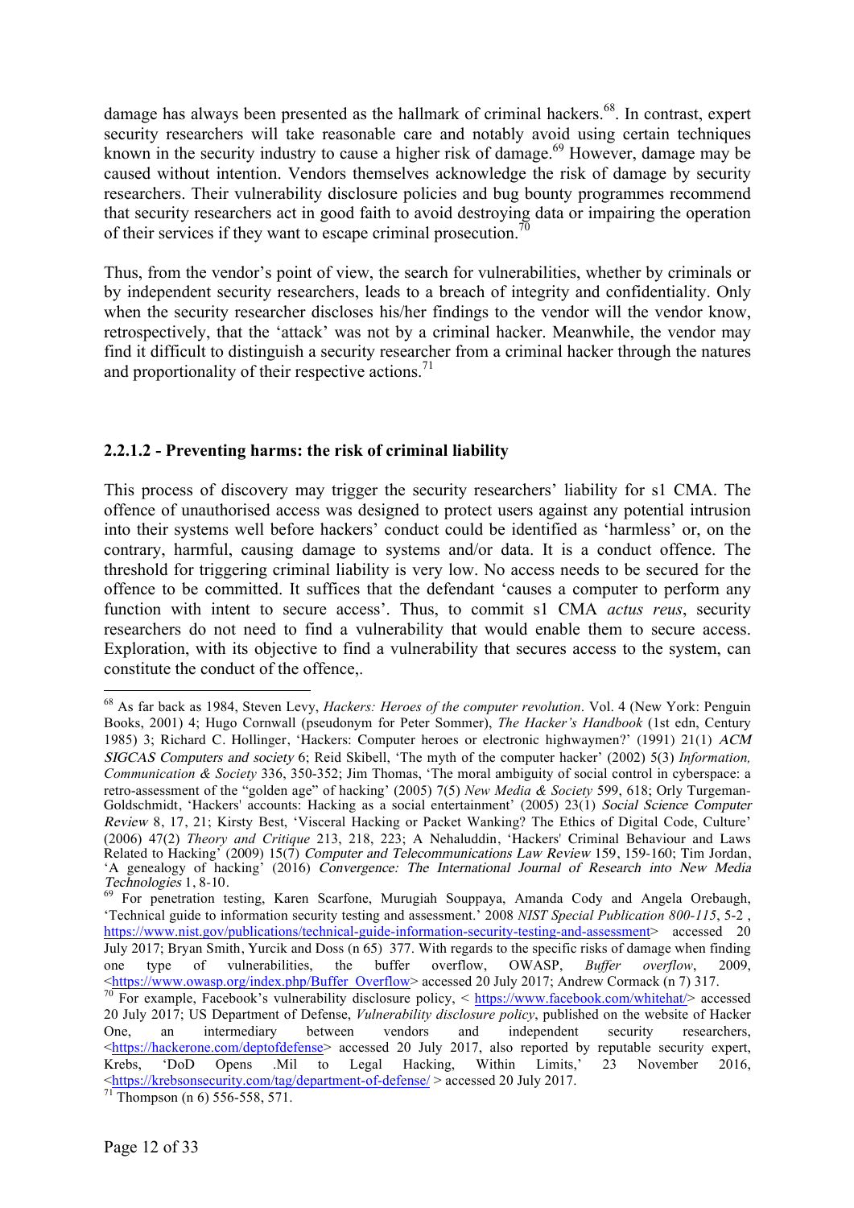damage has always been presented as the hallmark of criminal hackers.[68]. In contrast, expert security researchers will take reasonable care and notably avoid using certain techniques known in the security industry to cause a higher risk of damage.[69] However, damage may be caused without intention. Vendors themselves acknowledge the risk of damage by security researchers. Their vulnerability disclosure policies and bug bounty programmes recommend that security researchers act in good faith to avoid destroying data or impairing the operation of their services if they want to escape criminal prosecution.[70]

Thus, from the vendor's point of view, the search for vulnerabilities, whether by criminals or by independent security researchers, leads to a breach of integrity and confidentiality. Only when the security researcher discloses his/her findings to the vendor will the vendor know, retrospectively, that the 'attack' was not by a criminal hacker. Meanwhile, the vendor may find it difficult to distinguish a security researcher from a criminal hacker through the natures and proportionality of their respective actions.[71]

#### 2.2.1.2 - Preventing harms: the risk of criminal liability

This process of discovery may trigger the security researchers' liability for s1 CMA. The offence of unauthorised access was designed to protect users against any potential intrusion into their systems well before hackers' conduct could be identified as 'harmless' or, on the contrary, harmful, causing damage to systems and/or data. It is a conduct offence. The threshold for triggering criminal liability is very low. No access needs to be secured for the offence to be committed. It suffices that the defendant 'causes a computer to perform any function with intent to secure access'. Thus, to commit s1 CMA *actus reus*, security researchers do not need to find a vulnerability that would enable them to secure access. Exploration, with its objective to find a vulnerability that secures access to the system, can constitute the conduct of the offence,.

---

[68] As far back as 1984, Steven Levy, *Hackers: Heroes of the computer revolution*. Vol. 4 (New York: Penguin Books, 2001) 4; Hugo Cornwall (pseudonym for Peter Sommer), *The Hacker's Handbook* (1st edn, Century 1985) 3; Richard C. Hollinger, 'Hackers: Computer heroes or electronic highwaymen?' (1991) 21(1) *ACM SIGCAS Computers and society* 6; Reid Skibell, 'The myth of the computer hacker' (2002) 5(3) *Information, Communication & Society* 336, 350-352; Jim Thomas, 'The moral ambiguity of social control in cyberspace: a retro-assessment of the "golden age" of hacking' (2005) 7(5) *New Media & Society* 599, 618; Orly Turgeman-Goldschmidt, 'Hackers' accounts: Hacking as a social entertainment' (2005) 23(1) *Social Science Computer Review* 8, 17, 21; Kirsty Best, 'Visceral Hacking or Packet Wanking? The Ethics of Digital Code, Culture' (2006) 47(2) *Theory and Critique* 213, 218, 223; A Nehaluddin, 'Hackers' Criminal Behaviour and Laws Related to Hacking' (2009) 15(7) *Computer and Telecommunications Law Review* 159, 159-160; Tim Jordan, 'A genealogy of hacking' (2016) *Convergence: The International Journal of Research into New Media Technologies* 1, 8-10.

[69] For penetration testing, Karen Scarfone, Murugiah Souppaya, Amanda Cody and Angela Orebaugh, 'Technical guide to information security testing and assessment.' 2008 *NIST Special Publication 800-115*, 5-2 , https://www.nist.gov/publications/technical-guide-information-security-testing-and-assessment> accessed 20 July 2017; Bryan Smith, Yurcik and Doss (n 65) 377. With regards to the specific risks of damage when finding one type of vulnerabilities, the buffer overflow, OWASP, *Buffer overflow*, 2009, <https://www.owasp.org/index.php/Buffer_Overflow> accessed 20 July 2017; Andrew Cormack (n 7) 317.

[70] For example, Facebook's vulnerability disclosure policy, < https://www.facebook.com/whitehat/> accessed 20 July 2017; US Department of Defense, *Vulnerability disclosure policy*, published on the website of Hacker One, an intermediary between vendors and independent security researchers, <https://hackerone.com/deptofdefense> accessed 20 July 2017, also reported by reputable security expert, Krebs, 'DoD Opens .Mil to Legal Hacking, Within Limits,' 23 November 2016, <https://krebsonsecurity.com/tag/department-of-defense/ > accessed 20 July 2017.

[71] Thompson (n 6) 556-558, 571.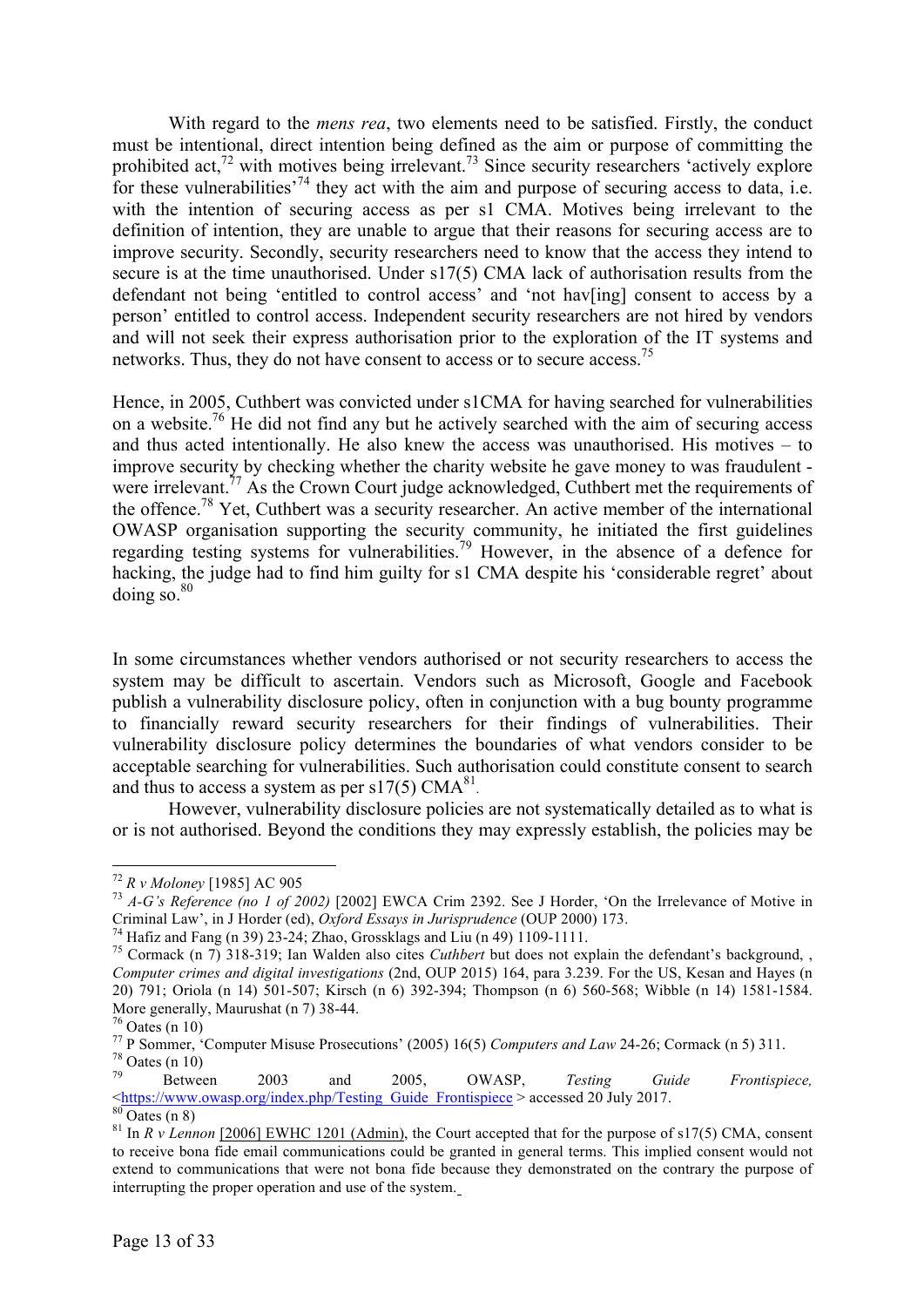With regard to the *mens rea*, two elements need to be satisfied. Firstly, the conduct must be intentional, direct intention being defined as the aim or purpose of committing the prohibited act,[72] with motives being irrelevant.[73] Since security researchers 'actively explore for these vulnerabilities'[74] they act with the aim and purpose of securing access to data, i.e. with the intention of securing access as per s1 CMA. Motives being irrelevant to the definition of intention, they are unable to argue that their reasons for securing access are to improve security. Secondly, security researchers need to know that the access they intend to secure is at the time unauthorised. Under s17(5) CMA lack of authorisation results from the defendant not being 'entitled to control access' and 'not hav[ing] consent to access by a person' entitled to control access. Independent security researchers are not hired by vendors and will not seek their express authorisation prior to the exploration of the IT systems and networks. Thus, they do not have consent to access or to secure access.[75]

Hence, in 2005, Cuthbert was convicted under s1CMA for having searched for vulnerabilities on a website.[76] He did not find any but he actively searched with the aim of securing access and thus acted intentionally. He also knew the access was unauthorised. His motives – to improve security by checking whether the charity website he gave money to was fraudulent - were irrelevant.[77] As the Crown Court judge acknowledged, Cuthbert met the requirements of the offence.[78] Yet, Cuthbert was a security researcher. An active member of the international OWASP organisation supporting the security community, he initiated the first guidelines regarding testing systems for vulnerabilities.[79] However, in the absence of a defence for hacking, the judge had to find him guilty for s1 CMA despite his 'considerable regret' about doing so.[80]

In some circumstances whether vendors authorised or not security researchers to access the system may be difficult to ascertain. Vendors such as Microsoft, Google and Facebook publish a vulnerability disclosure policy, often in conjunction with a bug bounty programme to financially reward security researchers for their findings of vulnerabilities. Their vulnerability disclosure policy determines the boundaries of what vendors consider to be acceptable searching for vulnerabilities. Such authorisation could constitute consent to search and thus to access a system as per s17(5) CMA[81].

However, vulnerability disclosure policies are not systematically detailed as to what is or is not authorised. Beyond the conditions they may expressly establish, the policies may be

---

[72] *R v Moloney* [1985] AC 905

[73] *A-G's Reference (no 1 of 2002)* [2002] EWCA Crim 2392. See J Horder, 'On the Irrelevance of Motive in Criminal Law', in J Horder (ed), *Oxford Essays in Jurisprudence* (OUP 2000) 173.

[74] Hafiz and Fang (n 39) 23-24; Zhao, Grossklags and Liu (n 49) 1109-1111.

[75] Cormack (n 7) 318-319; Ian Walden also cites *Cuthbert* but does not explain the defendant's background, , *Computer crimes and digital investigations* (2nd, OUP 2015) 164, para 3.239. For the US, Kesan and Hayes (n 20) 791; Oriola (n 14) 501-507; Kirsch (n 6) 392-394; Thompson (n 6) 560-568; Wibble (n 14) 1581-1584. More generally, Maurushat (n 7) 38-44.

[76] Oates (n 10)

[77] P Sommer, 'Computer Misuse Prosecutions' (2005) 16(5) *Computers and Law* 24-26; Cormack (n 5) 311.

[78] Oates (n 10)

[79] Between 2003 and 2005, OWASP, *Testing Guide Frontispiece,* <https://www.owasp.org/index.php/Testing_Guide_Frontispiece > accessed 20 July 2017.

[80] Oates (n 8)

[81] In *R v Lennon* [2006] EWHC 1201 (Admin), the Court accepted that for the purpose of s17(5) CMA, consent to receive bona fide email communications could be granted in general terms. This implied consent would not extend to communications that were not bona fide because they demonstrated on the contrary the purpose of interrupting the proper operation and use of the system.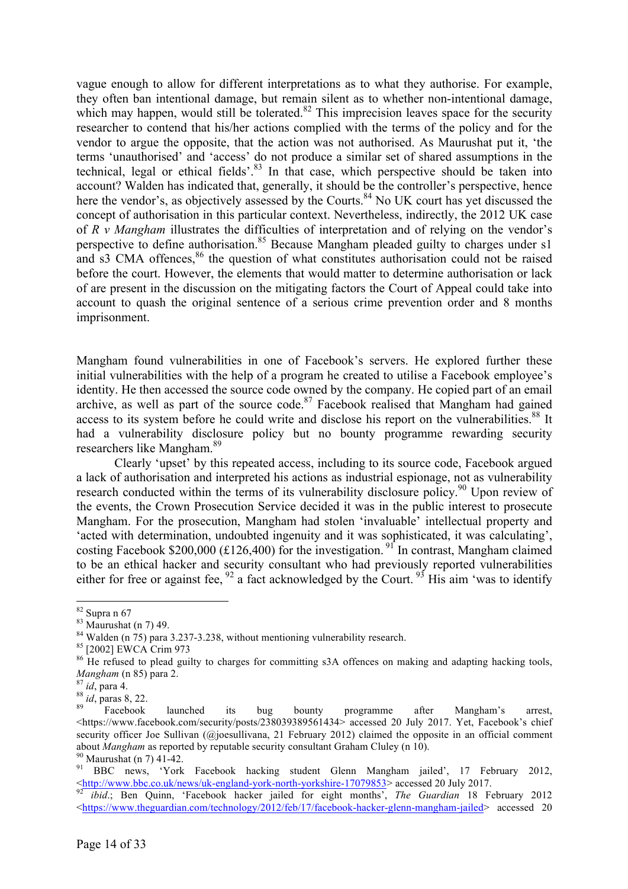vague enough to allow for different interpretations as to what they authorise. For example, they often ban intentional damage, but remain silent as to whether non-intentional damage, which may happen, would still be tolerated.[82] This imprecision leaves space for the security researcher to contend that his/her actions complied with the terms of the policy and for the vendor to argue the opposite, that the action was not authorised. As Maurushat put it, 'the terms 'unauthorised' and 'access' do not produce a similar set of shared assumptions in the technical, legal or ethical fields'.[83] In that case, which perspective should be taken into account? Walden has indicated that, generally, it should be the controller's perspective, hence here the vendor's, as objectively assessed by the Courts.[84] No UK court has yet discussed the concept of authorisation in this particular context. Nevertheless, indirectly, the 2012 UK case of *R v Mangham* illustrates the difficulties of interpretation and of relying on the vendor's perspective to define authorisation.[85] Because Mangham pleaded guilty to charges under s1 and s3 CMA offences,[86] the question of what constitutes authorisation could not be raised before the court. However, the elements that would matter to determine authorisation or lack of are present in the discussion on the mitigating factors the Court of Appeal could take into account to quash the original sentence of a serious crime prevention order and 8 months imprisonment.

Mangham found vulnerabilities in one of Facebook's servers. He explored further these initial vulnerabilities with the help of a program he created to utilise a Facebook employee's identity. He then accessed the source code owned by the company. He copied part of an email archive, as well as part of the source code.[87] Facebook realised that Mangham had gained access to its system before he could write and disclose his report on the vulnerabilities.[88] It had a vulnerability disclosure policy but no bounty programme rewarding security researchers like Mangham.[89]

Clearly 'upset' by this repeated access, including to its source code, Facebook argued a lack of authorisation and interpreted his actions as industrial espionage, not as vulnerability research conducted within the terms of its vulnerability disclosure policy.[90] Upon review of the events, the Crown Prosecution Service decided it was in the public interest to prosecute Mangham. For the prosecution, Mangham had stolen 'invaluable' intellectual property and 'acted with determination, undoubted ingenuity and it was sophisticated, it was calculating', costing Facebook $200,000 (£126,400) for the investigation.[91] In contrast, Mangham claimed to be an ethical hacker and security consultant who had previously reported vulnerabilities either for free or against fee,[92] a fact acknowledged by the Court.[93] His aim 'was to identify

---

[82] Supra n 67

[83] Maurushat (n 7) 49.

[84] Walden (n 75) para 3.237-3.238, without mentioning vulnerability research.

[85] [2002] EWCA Crim 973

[86] He refused to plead guilty to charges for committing s3A offences on making and adapting hacking tools, *Mangham* (n 85) para 2.

[87] *id*, para 4.

[88] *id*, paras 8, 22.

[89] Facebook launched its bug bounty programme after Mangham's arrest, <https://www.facebook.com/security/posts/238039389561434> accessed 20 July 2017. Yet, Facebook's chief security officer Joe Sullivan (@joesullivana, 21 February 2012) claimed the opposite in an official comment about *Mangham* as reported by reputable security consultant Graham Cluley (n 10).

[90] Maurushat (n 7) 41-42.

[91] BBC news, 'York Facebook hacking student Glenn Mangham jailed', 17 February 2012, <http://www.bbc.co.uk/news/uk-england-york-north-yorkshire-17079853> accessed 20 July 2017.

[92] *ibid*.; Ben Quinn, 'Facebook hacker jailed for eight months', *The Guardian* 18 February 2012 <https://www.theguardian.com/technology/2012/feb/17/facebook-hacker-glenn-mangham-jailed> accessed 20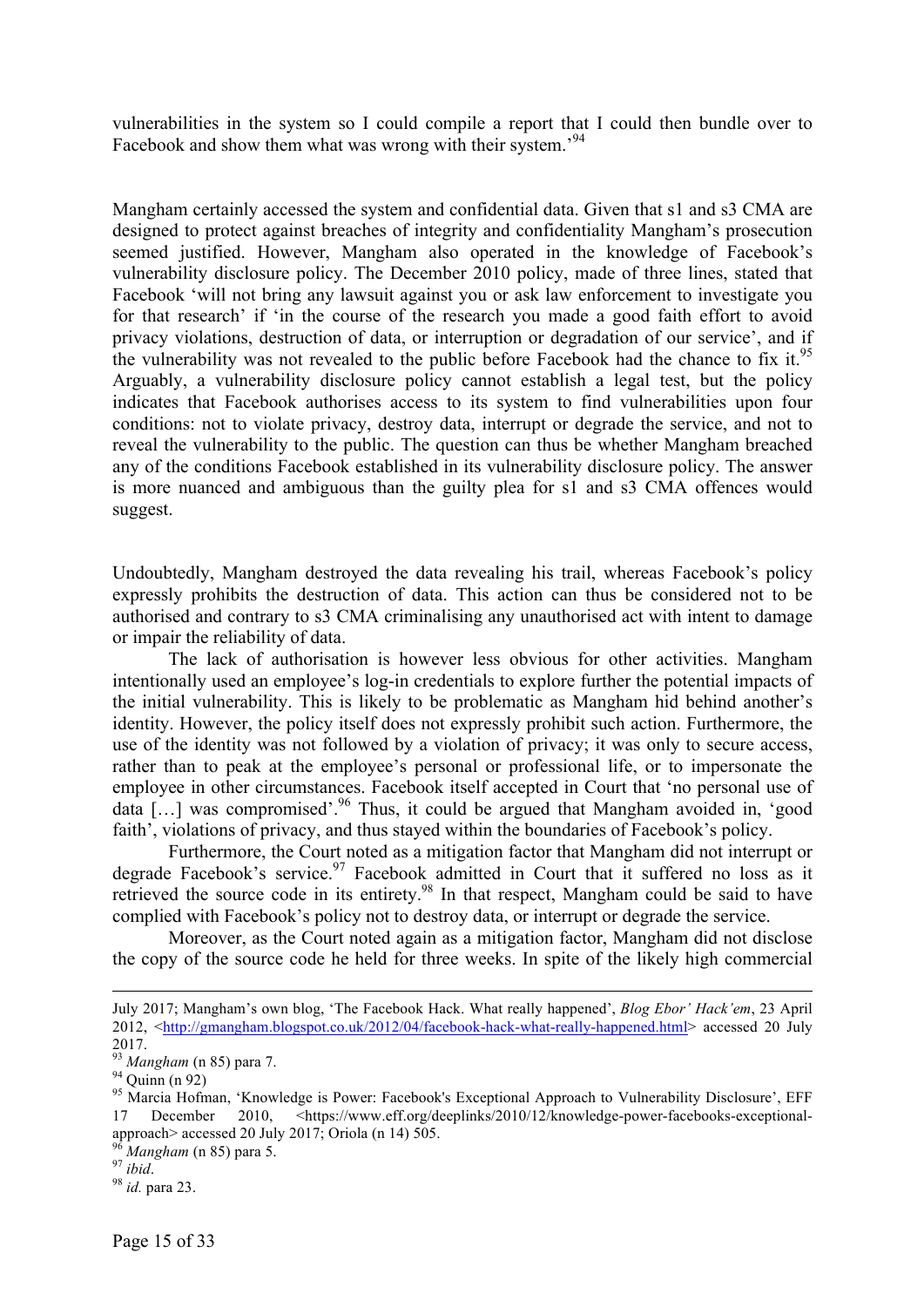vulnerabilities in the system so I could compile a report that I could then bundle over to Facebook and show them what was wrong with their system.'[94]

Mangham certainly accessed the system and confidential data. Given that s1 and s3 CMA are designed to protect against breaches of integrity and confidentiality Mangham's prosecution seemed justified. However, Mangham also operated in the knowledge of Facebook's vulnerability disclosure policy. The December 2010 policy, made of three lines, stated that Facebook 'will not bring any lawsuit against you or ask law enforcement to investigate you for that research' if 'in the course of the research you made a good faith effort to avoid privacy violations, destruction of data, or interruption or degradation of our service', and if the vulnerability was not revealed to the public before Facebook had the chance to fix it.[95] Arguably, a vulnerability disclosure policy cannot establish a legal test, but the policy indicates that Facebook authorises access to its system to find vulnerabilities upon four conditions: not to violate privacy, destroy data, interrupt or degrade the service, and not to reveal the vulnerability to the public. The question can thus be whether Mangham breached any of the conditions Facebook established in its vulnerability disclosure policy. The answer is more nuanced and ambiguous than the guilty plea for s1 and s3 CMA offences would suggest.

Undoubtedly, Mangham destroyed the data revealing his trail, whereas Facebook's policy expressly prohibits the destruction of data. This action can thus be considered not to be authorised and contrary to s3 CMA criminalising any unauthorised act with intent to damage or impair the reliability of data.

The lack of authorisation is however less obvious for other activities. Mangham intentionally used an employee's log-in credentials to explore further the potential impacts of the initial vulnerability. This is likely to be problematic as Mangham hid behind another's identity. However, the policy itself does not expressly prohibit such action. Furthermore, the use of the identity was not followed by a violation of privacy; it was only to secure access, rather than to peak at the employee's personal or professional life, or to impersonate the employee in other circumstances. Facebook itself accepted in Court that 'no personal use of data […] was compromised'.[96] Thus, it could be argued that Mangham avoided in, 'good faith', violations of privacy, and thus stayed within the boundaries of Facebook's policy.

Furthermore, the Court noted as a mitigation factor that Mangham did not interrupt or degrade Facebook's service.[97] Facebook admitted in Court that it suffered no loss as it retrieved the source code in its entirety.[98] In that respect, Mangham could be said to have complied with Facebook's policy not to destroy data, or interrupt or degrade the service.

Moreover, as the Court noted again as a mitigation factor, Mangham did not disclose the copy of the source code he held for three weeks. In spite of the likely high commercial

---

July 2017; Mangham's own blog, 'The Facebook Hack. What really happened', *Blog Ebor' Hack'em*, 23 April 2012, <http://gmangham.blogspot.co.uk/2012/04/facebook-hack-what-really-happened.html> accessed 20 July 2017.

[93] *Mangham* (n 85) para 7.

[94] Quinn (n 92)

[95] Marcia Hofman, 'Knowledge is Power: Facebook's Exceptional Approach to Vulnerability Disclosure', EFF 17 December 2010, <https://www.eff.org/deeplinks/2010/12/knowledge-power-facebooks-exceptional-approach> accessed 20 July 2017; Oriola (n 14) 505.

[96] *Mangham* (n 85) para 5.

[97] *ibid*.

[98] *id.* para 23.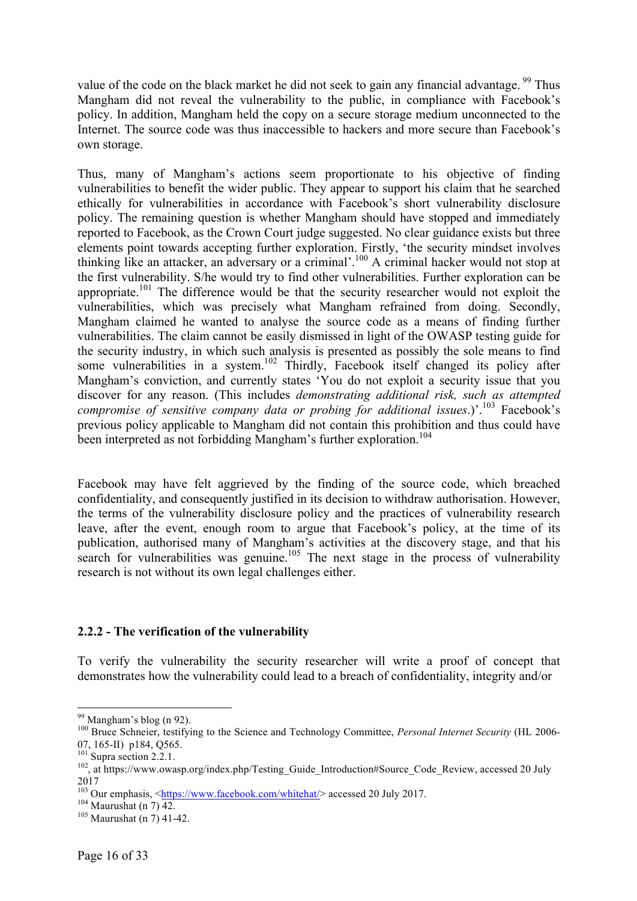value of the code on the black market he did not seek to gain any financial advantage.[99] Thus Mangham did not reveal the vulnerability to the public, in compliance with Facebook's policy. In addition, Mangham held the copy on a secure storage medium unconnected to the Internet. The source code was thus inaccessible to hackers and more secure than Facebook's own storage.

Thus, many of Mangham's actions seem proportionate to his objective of finding vulnerabilities to benefit the wider public. They appear to support his claim that he searched ethically for vulnerabilities in accordance with Facebook's short vulnerability disclosure policy. The remaining question is whether Mangham should have stopped and immediately reported to Facebook, as the Crown Court judge suggested. No clear guidance exists but three elements point towards accepting further exploration. Firstly, 'the security mindset involves thinking like an attacker, an adversary or a criminal'.[100] A criminal hacker would not stop at the first vulnerability. S/he would try to find other vulnerabilities. Further exploration can be appropriate.[101] The difference would be that the security researcher would not exploit the vulnerabilities, which was precisely what Mangham refrained from doing. Secondly, Mangham claimed he wanted to analyse the source code as a means of finding further vulnerabilities. The claim cannot be easily dismissed in light of the OWASP testing guide for the security industry, in which such analysis is presented as possibly the sole means to find some vulnerabilities in a system.[102] Thirdly, Facebook itself changed its policy after Mangham's conviction, and currently states 'You do not exploit a security issue that you discover for any reason. (This includes *demonstrating additional risk, such as attempted compromise of sensitive company data or probing for additional issues*.)'.[103] Facebook's previous policy applicable to Mangham did not contain this prohibition and thus could have been interpreted as not forbidding Mangham's further exploration.[104]

Facebook may have felt aggrieved by the finding of the source code, which breached confidentiality, and consequently justified in its decision to withdraw authorisation. However, the terms of the vulnerability disclosure policy and the practices of vulnerability research leave, after the event, enough room to argue that Facebook's policy, at the time of its publication, authorised many of Mangham's activities at the discovery stage, and that his search for vulnerabilities was genuine.[105] The next stage in the process of vulnerability research is not without its own legal challenges either.

### 2.2.2 - The verification of the vulnerability

To verify the vulnerability the security researcher will write a proof of concept that demonstrates how the vulnerability could lead to a breach of confidentiality, integrity and/or

---

[99] Mangham's blog (n 92).

[100] Bruce Schneier, testifying to the Science and Technology Committee, *Personal Internet Security* (HL 2006-07, 165-II) p184, Q565.

[101] Supra section 2.2.1.

[102], at https://www.owasp.org/index.php/Testing_Guide_Introduction#Source_Code_Review, accessed 20 July 2017

[103] Our emphasis, <https://www.facebook.com/whitehat/> accessed 20 July 2017.

[104] Maurushat (n 7) 42.

[105] Maurushat (n 7) 41-42.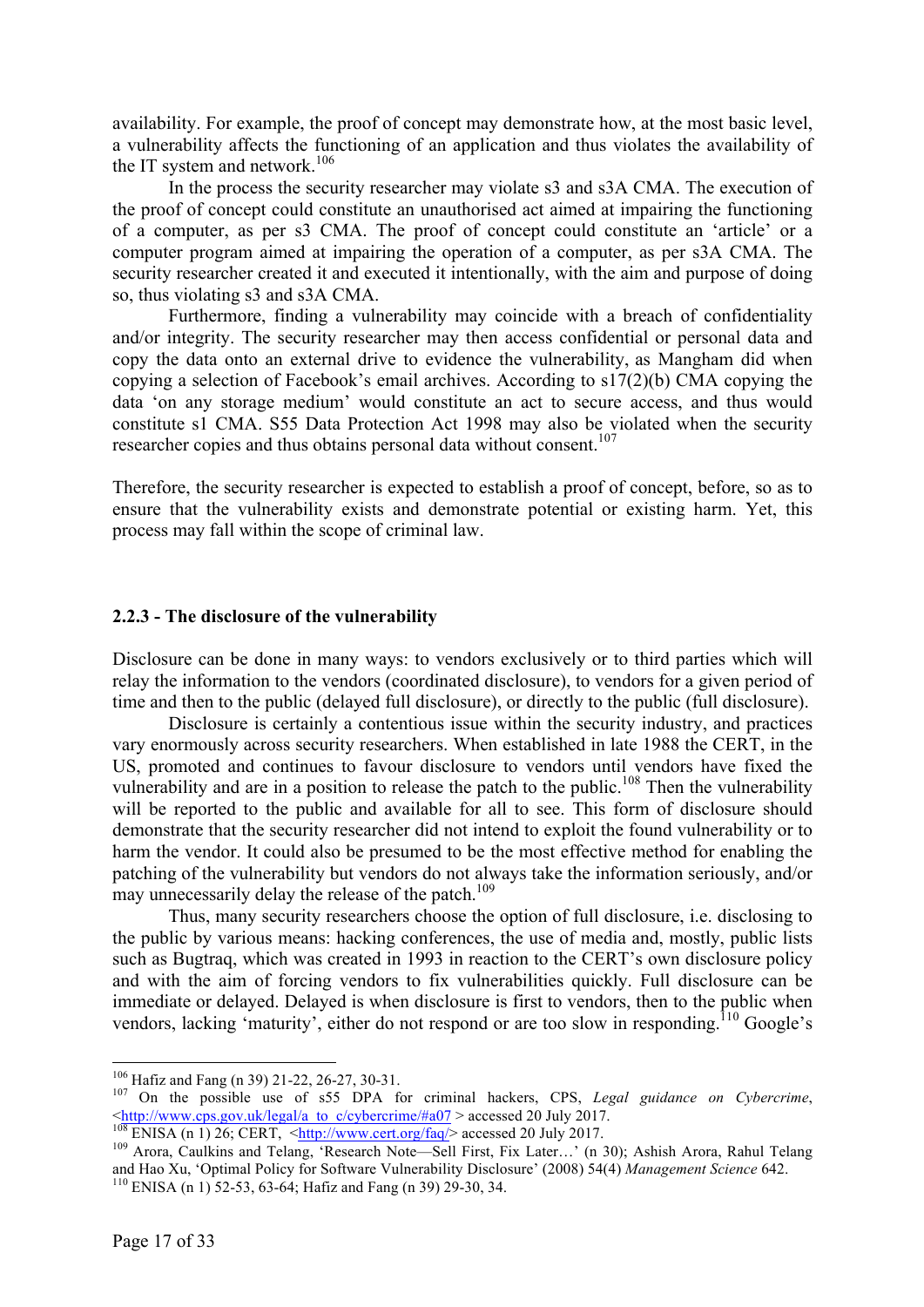availability. For example, the proof of concept may demonstrate how, at the most basic level, a vulnerability affects the functioning of an application and thus violates the availability of the IT system and network.[106]

In the process the security researcher may violate s3 and s3A CMA. The execution of the proof of concept could constitute an unauthorised act aimed at impairing the functioning of a computer, as per s3 CMA. The proof of concept could constitute an 'article' or a computer program aimed at impairing the operation of a computer, as per s3A CMA. The security researcher created it and executed it intentionally, with the aim and purpose of doing so, thus violating s3 and s3A CMA.

Furthermore, finding a vulnerability may coincide with a breach of confidentiality and/or integrity. The security researcher may then access confidential or personal data and copy the data onto an external drive to evidence the vulnerability, as Mangham did when copying a selection of Facebook's email archives. According to s17(2)(b) CMA copying the data 'on any storage medium' would constitute an act to secure access, and thus would constitute s1 CMA. S55 Data Protection Act 1998 may also be violated when the security researcher copies and thus obtains personal data without consent.[107]

Therefore, the security researcher is expected to establish a proof of concept, before, so as to ensure that the vulnerability exists and demonstrate potential or existing harm. Yet, this process may fall within the scope of criminal law.

### 2.2.3 - The disclosure of the vulnerability

Disclosure can be done in many ways: to vendors exclusively or to third parties which will relay the information to the vendors (coordinated disclosure), to vendors for a given period of time and then to the public (delayed full disclosure), or directly to the public (full disclosure).

Disclosure is certainly a contentious issue within the security industry, and practices vary enormously across security researchers. When established in late 1988 the CERT, in the US, promoted and continues to favour disclosure to vendors until vendors have fixed the vulnerability and are in a position to release the patch to the public.[108] Then the vulnerability will be reported to the public and available for all to see. This form of disclosure should demonstrate that the security researcher did not intend to exploit the found vulnerability or to harm the vendor. It could also be presumed to be the most effective method for enabling the patching of the vulnerability but vendors do not always take the information seriously, and/or may unnecessarily delay the release of the patch.[109]

Thus, many security researchers choose the option of full disclosure, i.e. disclosing to the public by various means: hacking conferences, the use of media and, mostly, public lists such as Bugtraq, which was created in 1993 in reaction to the CERT's own disclosure policy and with the aim of forcing vendors to fix vulnerabilities quickly. Full disclosure can be immediate or delayed. Delayed is when disclosure is first to vendors, then to the public when vendors, lacking 'maturity', either do not respond or are too slow in responding.[110] Google's

---

[106] Hafiz and Fang (n 39) 21-22, 26-27, 30-31.

[107] On the possible use of s55 DPA for criminal hackers, CPS, *Legal guidance on Cybercrime*, <http://www.cps.gov.uk/legal/a_to_c/cybercrime/#a07 > accessed 20 July 2017.

[108] ENISA (n 1) 26; CERT, <http://www.cert.org/faq/> accessed 20 July 2017.

[109] Arora, Caulkins and Telang, 'Research Note—Sell First, Fix Later…' (n 30); Ashish Arora, Rahul Telang and Hao Xu, 'Optimal Policy for Software Vulnerability Disclosure' (2008) 54(4) *Management Science* 642.

[110] ENISA (n 1) 52-53, 63-64; Hafiz and Fang (n 39) 29-30, 34.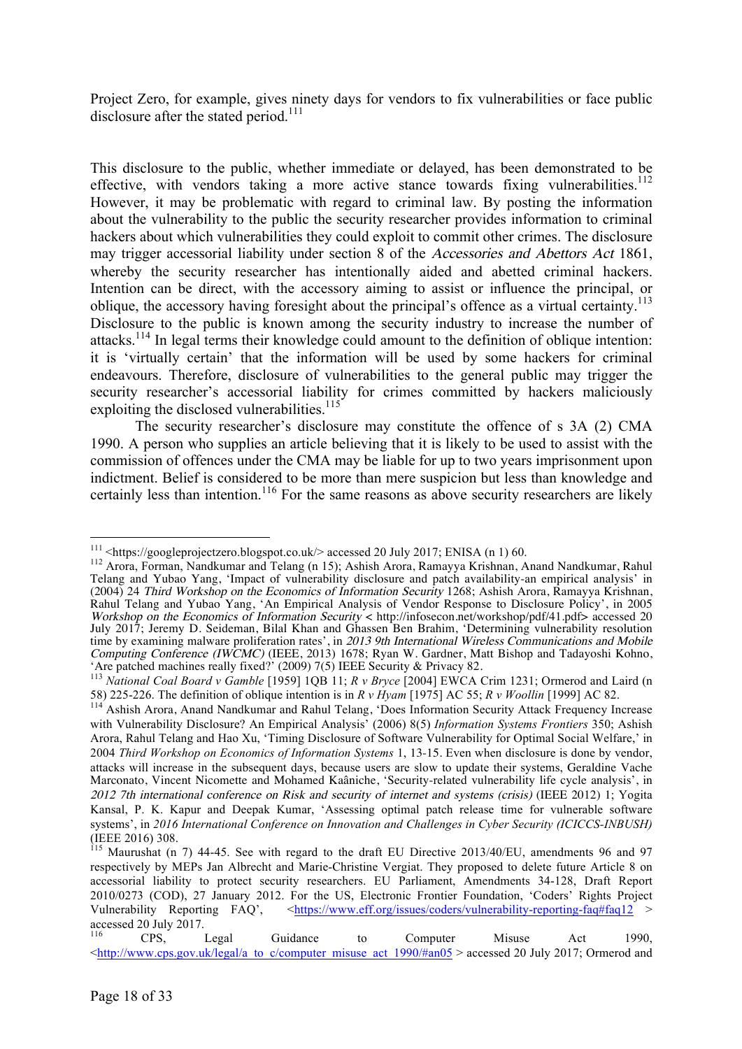Project Zero, for example, gives ninety days for vendors to fix vulnerabilities or face public disclosure after the stated period.[111]

This disclosure to the public, whether immediate or delayed, has been demonstrated to be effective, with vendors taking a more active stance towards fixing vulnerabilities.[112] However, it may be problematic with regard to criminal law. By posting the information about the vulnerability to the public the security researcher provides information to criminal hackers about which vulnerabilities they could exploit to commit other crimes. The disclosure may trigger accessorial liability under section 8 of the *Accessories and Abettors Act* 1861, whereby the security researcher has intentionally aided and abetted criminal hackers. Intention can be direct, with the accessory aiming to assist or influence the principal, or oblique, the accessory having foresight about the principal's offence as a virtual certainty.[113] Disclosure to the public is known among the security industry to increase the number of attacks.[114] In legal terms their knowledge could amount to the definition of oblique intention: it is 'virtually certain' that the information will be used by some hackers for criminal endeavours. Therefore, disclosure of vulnerabilities to the general public may trigger the security researcher's accessorial liability for crimes committed by hackers maliciously exploiting the disclosed vulnerabilities.[115]

The security researcher's disclosure may constitute the offence of s 3A (2) CMA 1990. A person who supplies an article believing that it is likely to be used to assist with the commission of offences under the CMA may be liable for up to two years imprisonment upon indictment. Belief is considered to be more than mere suspicion but less than knowledge and certainly less than intention.[116] For the same reasons as above security researchers are likely

---

[111] <https://googleprojectzero.blogspot.co.uk/> accessed 20 July 2017; ENISA (n 1) 60.

[112] Arora, Forman, Nandkumar and Telang (n 15); Ashish Arora, Ramayya Krishnan, Anand Nandkumar, Rahul Telang and Yubao Yang, 'Impact of vulnerability disclosure and patch availability-an empirical analysis' in (2004) 24 *Third Workshop on the Economics of Information Security* 1268; Ashish Arora, Ramayya Krishnan, Rahul Telang and Yubao Yang, 'An Empirical Analysis of Vendor Response to Disclosure Policy', in 2005 *Workshop on the Economics of Information Security* < http://infosecon.net/workshop/pdf/41.pdf> accessed 20 July 2017; Jeremy D. Seideman, Bilal Khan and Ghassen Ben Brahim, 'Determining vulnerability resolution time by examining malware proliferation rates', in *2013 9th International Wireless Communications and Mobile Computing Conference (IWCMC)* (IEEE, 2013) 1678; Ryan W. Gardner, Matt Bishop and Tadayoshi Kohno, 'Are patched machines really fixed?' (2009) 7(5) IEEE Security & Privacy 82.

[113] *National Coal Board v Gamble* [1959] 1QB 11; *R v Bryce* [2004] EWCA Crim 1231; Ormerod and Laird (n 58) 225-226. The definition of oblique intention is in *R v Hyam* [1975] AC 55; *R v Woollin* [1999] AC 82.

[114] Ashish Arora, Anand Nandkumar and Rahul Telang, 'Does Information Security Attack Frequency Increase with Vulnerability Disclosure? An Empirical Analysis' (2006) 8(5) *Information Systems Frontiers* 350; Ashish Arora, Rahul Telang and Hao Xu, 'Timing Disclosure of Software Vulnerability for Optimal Social Welfare,' in 2004 *Third Workshop on Economics of Information Systems* 1, 13-15. Even when disclosure is done by vendor, attacks will increase in the subsequent days, because users are slow to update their systems, Geraldine Vache Marconato, Vincent Nicomette and Mohamed Kaâniche, 'Security-related vulnerability life cycle analysis', in *2012 7th international conference on Risk and security of internet and systems (crisis)* (IEEE 2012) 1; Yogita Kansal, P. K. Kapur and Deepak Kumar, 'Assessing optimal patch release time for vulnerable software systems', in *2016 International Conference on Innovation and Challenges in Cyber Security (ICICCS-INBUSH)* (IEEE 2016) 308.

[115] Maurushat (n 7) 44-45. See with regard to the draft EU Directive 2013/40/EU, amendments 96 and 97 respectively by MEPs Jan Albrecht and Marie-Christine Vergiat. They proposed to delete future Article 8 on accessorial liability to protect security researchers. EU Parliament, Amendments 34-128, Draft Report 2010/0273 (COD), 27 January 2012. For the US, Electronic Frontier Foundation, 'Coders' Rights Project Vulnerability Reporting FAQ', <https://www.eff.org/issues/coders/vulnerability-reporting-faq#faq12 > accessed 20 July 2017.

[116] CPS, Legal Guidance to Computer Misuse Act 1990, <http://www.cps.gov.uk/legal/a_to_c/computer_misuse_act_1990/#an05 > accessed 20 July 2017; Ormerod and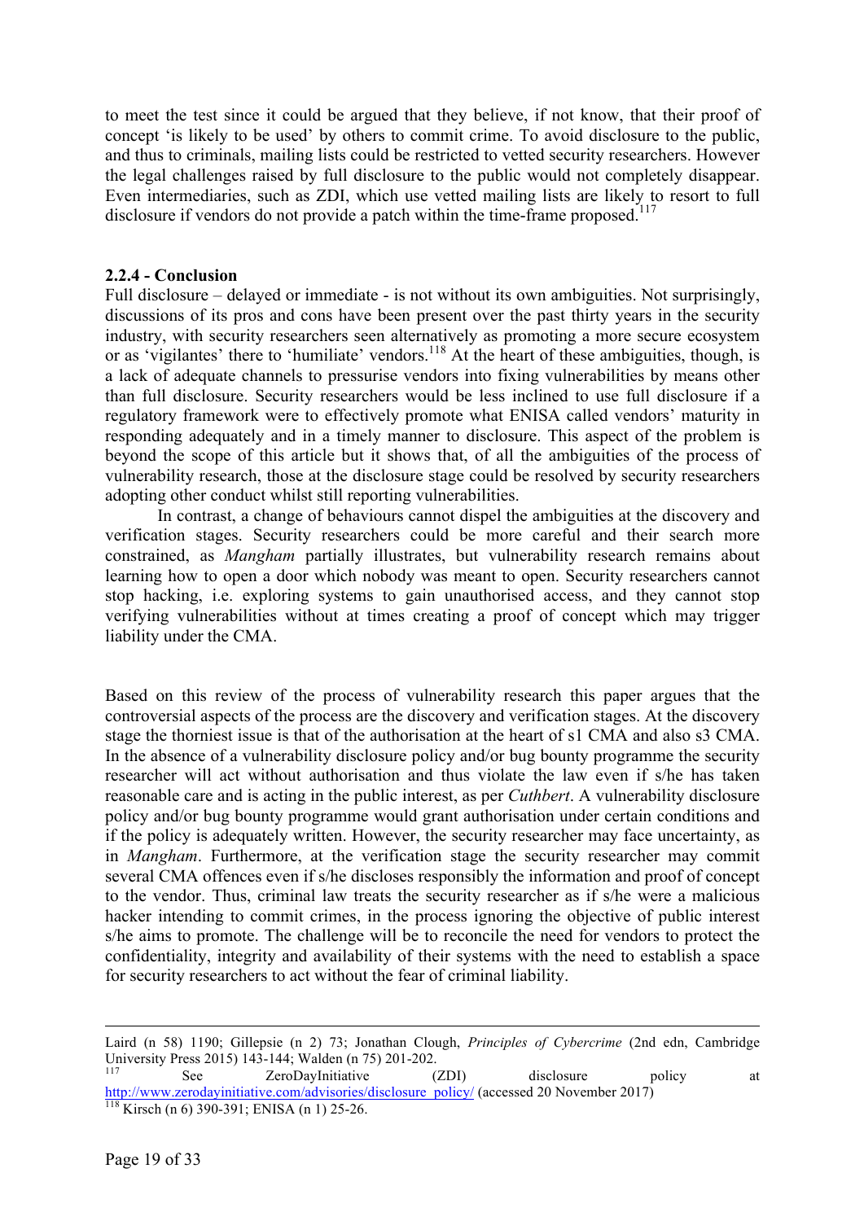to meet the test since it could be argued that they believe, if not know, that their proof of concept 'is likely to be used' by others to commit crime. To avoid disclosure to the public, and thus to criminals, mailing lists could be restricted to vetted security researchers. However the legal challenges raised by full disclosure to the public would not completely disappear. Even intermediaries, such as ZDI, which use vetted mailing lists are likely to resort to full disclosure if vendors do not provide a patch within the time-frame proposed.[117]

### 2.2.4 - Conclusion

Full disclosure – delayed or immediate - is not without its own ambiguities. Not surprisingly, discussions of its pros and cons have been present over the past thirty years in the security industry, with security researchers seen alternatively as promoting a more secure ecosystem or as 'vigilantes' there to 'humiliate' vendors.[118] At the heart of these ambiguities, though, is a lack of adequate channels to pressurise vendors into fixing vulnerabilities by means other than full disclosure. Security researchers would be less inclined to use full disclosure if a regulatory framework were to effectively promote what ENISA called vendors' maturity in responding adequately and in a timely manner to disclosure. This aspect of the problem is beyond the scope of this article but it shows that, of all the ambiguities of the process of vulnerability research, those at the disclosure stage could be resolved by security researchers adopting other conduct whilst still reporting vulnerabilities.

In contrast, a change of behaviours cannot dispel the ambiguities at the discovery and verification stages. Security researchers could be more careful and their search more constrained, as *Mangham* partially illustrates, but vulnerability research remains about learning how to open a door which nobody was meant to open. Security researchers cannot stop hacking, i.e. exploring systems to gain unauthorised access, and they cannot stop verifying vulnerabilities without at times creating a proof of concept which may trigger liability under the CMA.

Based on this review of the process of vulnerability research this paper argues that the controversial aspects of the process are the discovery and verification stages. At the discovery stage the thorniest issue is that of the authorisation at the heart of s1 CMA and also s3 CMA. In the absence of a vulnerability disclosure policy and/or bug bounty programme the security researcher will act without authorisation and thus violate the law even if s/he has taken reasonable care and is acting in the public interest, as per *Cuthbert*. A vulnerability disclosure policy and/or bug bounty programme would grant authorisation under certain conditions and if the policy is adequately written. However, the security researcher may face uncertainty, as in *Mangham*. Furthermore, at the verification stage the security researcher may commit several CMA offences even if s/he discloses responsibly the information and proof of concept to the vendor. Thus, criminal law treats the security researcher as if s/he were a malicious hacker intending to commit crimes, in the process ignoring the objective of public interest s/he aims to promote. The challenge will be to reconcile the need for vendors to protect the confidentiality, integrity and availability of their systems with the need to establish a space for security researchers to act without the fear of criminal liability.

---

Laird (n 58) 1190; Gillepsie (n 2) 73; Jonathan Clough, *Principles of Cybercrime* (2nd edn, Cambridge University Press 2015) 143-144; Walden (n 75) 201-202.

[117] See ZeroDayInitiative (ZDI) disclosure policy at http://www.zerodayinitiative.com/advisories/disclosure_policy/ (accessed 20 November 2017)

[118] Kirsch (n 6) 390-391; ENISA (n 1) 25-26.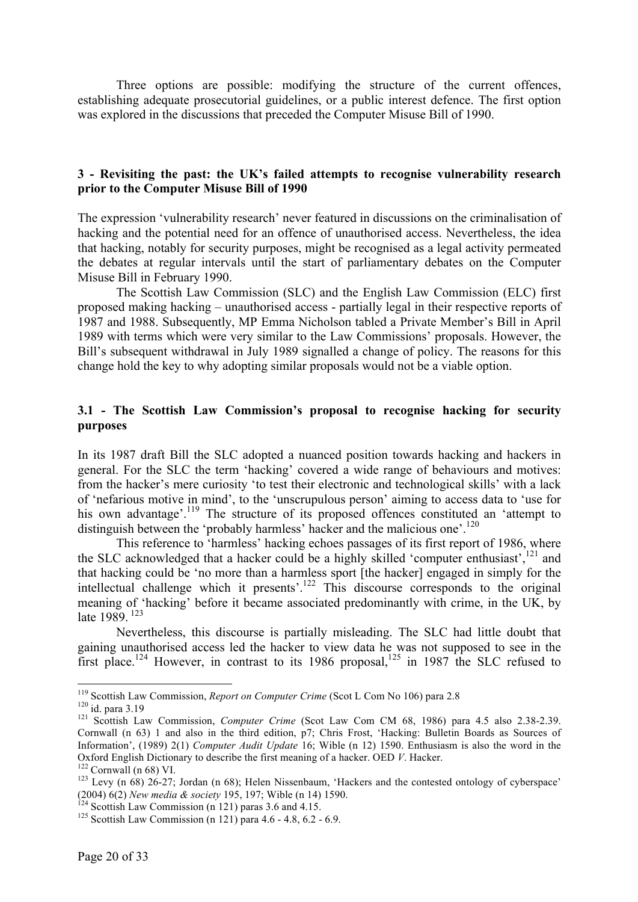Three options are possible: modifying the structure of the current offences, establishing adequate prosecutorial guidelines, or a public interest defence. The first option was explored in the discussions that preceded the Computer Misuse Bill of 1990.

## 3 - Revisiting the past: the UK's failed attempts to recognise vulnerability research prior to the Computer Misuse Bill of 1990

The expression 'vulnerability research' never featured in discussions on the criminalisation of hacking and the potential need for an offence of unauthorised access. Nevertheless, the idea that hacking, notably for security purposes, might be recognised as a legal activity permeated the debates at regular intervals until the start of parliamentary debates on the Computer Misuse Bill in February 1990.

The Scottish Law Commission (SLC) and the English Law Commission (ELC) first proposed making hacking – unauthorised access - partially legal in their respective reports of 1987 and 1988. Subsequently, MP Emma Nicholson tabled a Private Member's Bill in April 1989 with terms which were very similar to the Law Commissions' proposals. However, the Bill's subsequent withdrawal in July 1989 signalled a change of policy. The reasons for this change hold the key to why adopting similar proposals would not be a viable option.

### 3.1 - The Scottish Law Commission's proposal to recognise hacking for security purposes

In its 1987 draft Bill the SLC adopted a nuanced position towards hacking and hackers in general. For the SLC the term 'hacking' covered a wide range of behaviours and motives: from the hacker's mere curiosity 'to test their electronic and technological skills' with a lack of 'nefarious motive in mind', to the 'unscrupulous person' aiming to access data to 'use for his own advantage'.[119] The structure of its proposed offences constituted an 'attempt to distinguish between the 'probably harmless' hacker and the malicious one'.[120]

This reference to 'harmless' hacking echoes passages of its first report of 1986, where the SLC acknowledged that a hacker could be a highly skilled 'computer enthusiast',[121] and that hacking could be 'no more than a harmless sport [the hacker] engaged in simply for the intellectual challenge which it presents'.[122] This discourse corresponds to the original meaning of 'hacking' before it became associated predominantly with crime, in the UK, by late 1989. [123]

Nevertheless, this discourse is partially misleading. The SLC had little doubt that gaining unauthorised access led the hacker to view data he was not supposed to see in the first place.[124] However, in contrast to its 1986 proposal,[125] in 1987 the SLC refused to

---

[119] Scottish Law Commission, *Report on Computer Crime* (Scot L Com No 106) para 2.8

[120] id. para 3.19

[121] Scottish Law Commission, *Computer Crime* (Scot Law Com CM 68, 1986) para 4.5 also 2.38-2.39. Cornwall (n 63) 1 and also in the third edition, p7; Chris Frost, 'Hacking: Bulletin Boards as Sources of Information', (1989) 2(1) *Computer Audit Update* 16; Wible (n 12) 1590. Enthusiasm is also the word in the Oxford English Dictionary to describe the first meaning of a hacker. OED *V*. Hacker.

[122] Cornwall (n 68) VI.

[123] Levy (n 68) 26-27; Jordan (n 68); Helen Nissenbaum, 'Hackers and the contested ontology of cyberspace' (2004) 6(2) *New media & society* 195, 197; Wible (n 14) 1590.

[124] Scottish Law Commission (n 121) paras 3.6 and 4.15.

[125] Scottish Law Commission (n 121) para 4.6 - 4.8, 6.2 - 6.9.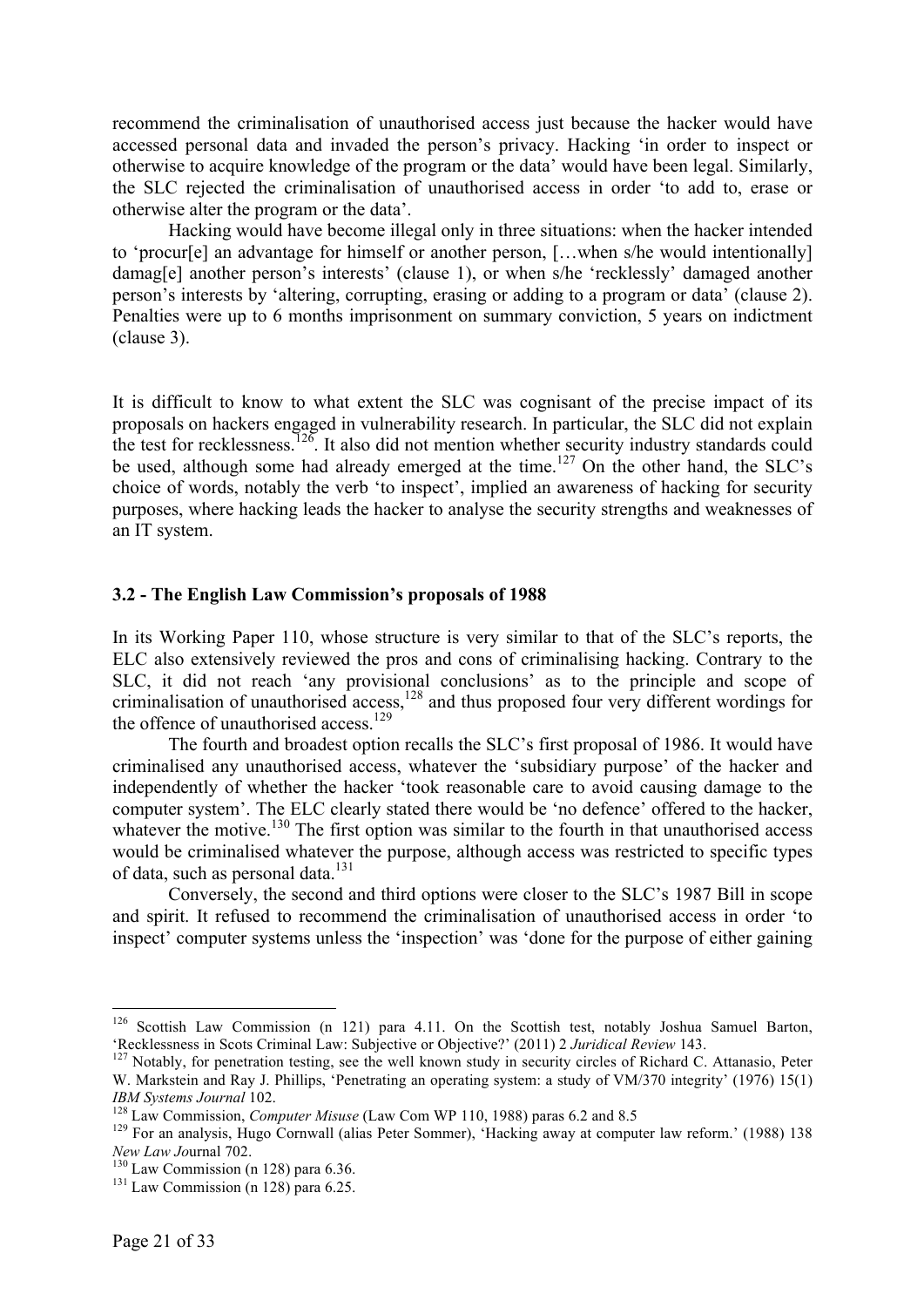recommend the criminalisation of unauthorised access just because the hacker would have accessed personal data and invaded the person's privacy. Hacking 'in order to inspect or otherwise to acquire knowledge of the program or the data' would have been legal. Similarly, the SLC rejected the criminalisation of unauthorised access in order 'to add to, erase or otherwise alter the program or the data'.

Hacking would have become illegal only in three situations: when the hacker intended to 'procur[e] an advantage for himself or another person, […when s/he would intentionally] damag[e] another person's interests' (clause 1), or when s/he 'recklessly' damaged another person's interests by 'altering, corrupting, erasing or adding to a program or data' (clause 2). Penalties were up to 6 months imprisonment on summary conviction, 5 years on indictment (clause 3).

It is difficult to know to what extent the SLC was cognisant of the precise impact of its proposals on hackers engaged in vulnerability research. In particular, the SLC did not explain the test for recklessness.[126]. It also did not mention whether security industry standards could be used, although some had already emerged at the time.[127] On the other hand, the SLC's choice of words, notably the verb 'to inspect', implied an awareness of hacking for security purposes, where hacking leads the hacker to analyse the security strengths and weaknesses of an IT system.

### 3.2 - The English Law Commission's proposals of 1988

In its Working Paper 110, whose structure is very similar to that of the SLC's reports, the ELC also extensively reviewed the pros and cons of criminalising hacking. Contrary to the SLC, it did not reach 'any provisional conclusions' as to the principle and scope of criminalisation of unauthorised access,[128] and thus proposed four very different wordings for the offence of unauthorised access.[129]

The fourth and broadest option recalls the SLC's first proposal of 1986. It would have criminalised any unauthorised access, whatever the 'subsidiary purpose' of the hacker and independently of whether the hacker 'took reasonable care to avoid causing damage to the computer system'. The ELC clearly stated there would be 'no defence' offered to the hacker, whatever the motive.[130] The first option was similar to the fourth in that unauthorised access would be criminalised whatever the purpose, although access was restricted to specific types of data, such as personal data.[131]

Conversely, the second and third options were closer to the SLC's 1987 Bill in scope and spirit. It refused to recommend the criminalisation of unauthorised access in order 'to inspect' computer systems unless the 'inspection' was 'done for the purpose of either gaining

---

[126] Scottish Law Commission (n 121) para 4.11. On the Scottish test, notably Joshua Samuel Barton, 'Recklessness in Scots Criminal Law: Subjective or Objective?' (2011) 2 *Juridical Review* 143.

[127] Notably, for penetration testing, see the well known study in security circles of Richard C. Attanasio, Peter W. Markstein and Ray J. Phillips, 'Penetrating an operating system: a study of VM/370 integrity' (1976) 15(1) *IBM Systems Journal* 102.

[128] Law Commission, *Computer Misuse* (Law Com WP 110, 1988) paras 6.2 and 8.5

[129] For an analysis, Hugo Cornwall (alias Peter Sommer), 'Hacking away at computer law reform.' (1988) 138 *New Law Jo*urnal 702.

[130] Law Commission (n 128) para 6.36.

[131] Law Commission (n 128) para 6.25.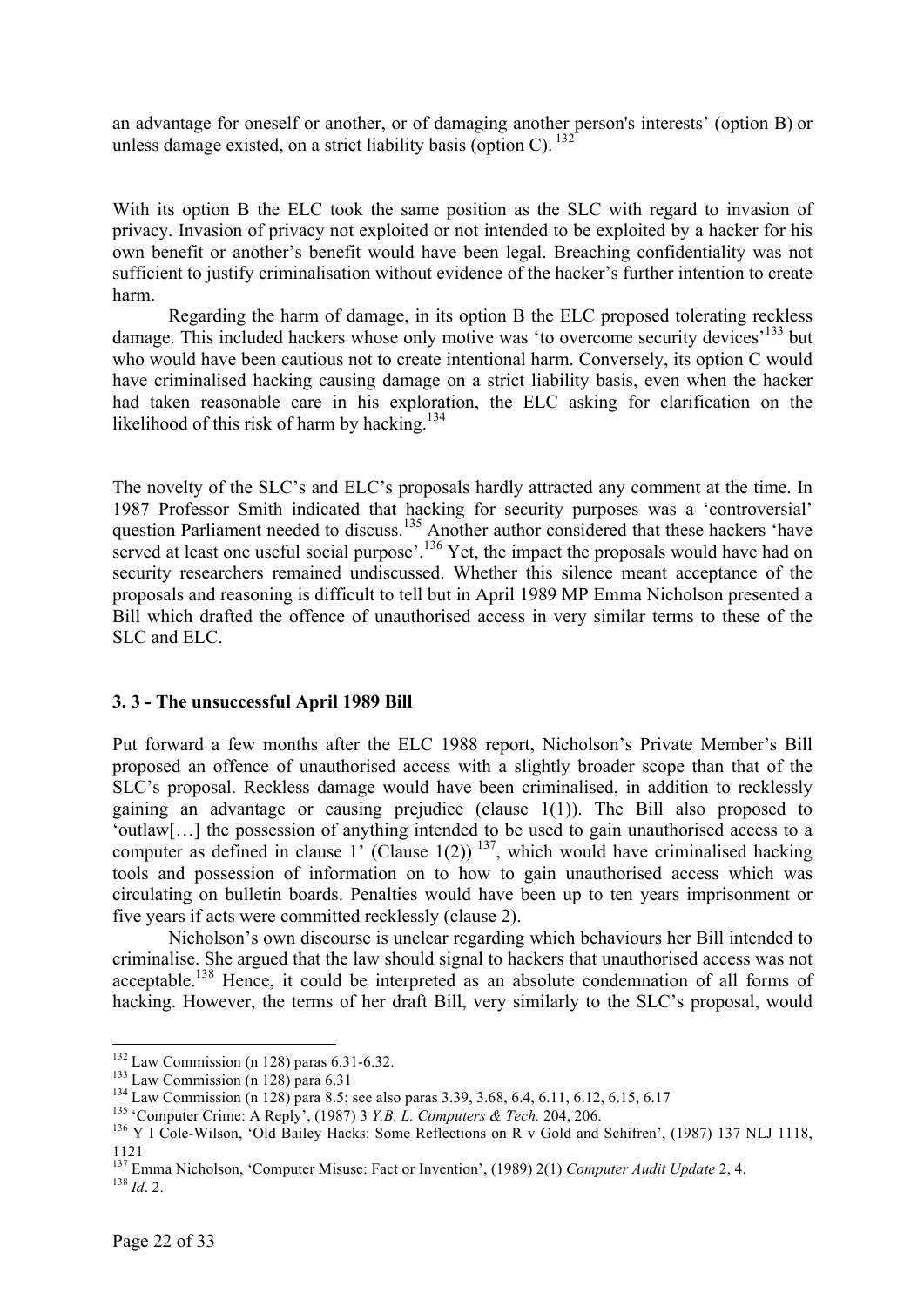an advantage for oneself or another, or of damaging another person's interests' (option B) or unless damage existed, on a strict liability basis (option C). [132]

With its option B the ELC took the same position as the SLC with regard to invasion of privacy. Invasion of privacy not exploited or not intended to be exploited by a hacker for his own benefit or another's benefit would have been legal. Breaching confidentiality was not sufficient to justify criminalisation without evidence of the hacker's further intention to create harm.

Regarding the harm of damage, in its option B the ELC proposed tolerating reckless damage. This included hackers whose only motive was 'to overcome security devices'[133] but who would have been cautious not to create intentional harm. Conversely, its option C would have criminalised hacking causing damage on a strict liability basis, even when the hacker had taken reasonable care in his exploration, the ELC asking for clarification on the likelihood of this risk of harm by hacking.[134]

The novelty of the SLC's and ELC's proposals hardly attracted any comment at the time. In 1987 Professor Smith indicated that hacking for security purposes was a 'controversial' question Parliament needed to discuss.[135] Another author considered that these hackers 'have served at least one useful social purpose'.[136] Yet, the impact the proposals would have had on security researchers remained undiscussed. Whether this silence meant acceptance of the proposals and reasoning is difficult to tell but in April 1989 MP Emma Nicholson presented a Bill which drafted the offence of unauthorised access in very similar terms to these of the SLC and ELC.

### 3. 3 - The unsuccessful April 1989 Bill

Put forward a few months after the ELC 1988 report, Nicholson's Private Member's Bill proposed an offence of unauthorised access with a slightly broader scope than that of the SLC's proposal. Reckless damage would have been criminalised, in addition to recklessly gaining an advantage or causing prejudice (clause 1(1)). The Bill also proposed to 'outlaw[…] the possession of anything intended to be used to gain unauthorised access to a computer as defined in clause 1' (Clause 1(2)) [137], which would have criminalised hacking tools and possession of information on to how to gain unauthorised access which was circulating on bulletin boards. Penalties would have been up to ten years imprisonment or five years if acts were committed recklessly (clause 2).

Nicholson's own discourse is unclear regarding which behaviours her Bill intended to criminalise. She argued that the law should signal to hackers that unauthorised access was not acceptable.[138] Hence, it could be interpreted as an absolute condemnation of all forms of hacking. However, the terms of her draft Bill, very similarly to the SLC's proposal, would

---

[132] Law Commission (n 128) paras 6.31-6.32.

[133] Law Commission (n 128) para 6.31

[134] Law Commission (n 128) para 8.5; see also paras 3.39, 3.68, 6.4, 6.11, 6.12, 6.15, 6.17

[135] 'Computer Crime: A Reply', (1987) 3 *Y.B. L. Computers & Tech.* 204, 206.

[136] Y I Cole-Wilson, 'Old Bailey Hacks: Some Reflections on R v Gold and Schifren', (1987) 137 NLJ 1118, 1121

[137] Emma Nicholson, 'Computer Misuse: Fact or Invention', (1989) 2(1) *Computer Audit Update* 2, 4.

[138] *Id*. 2.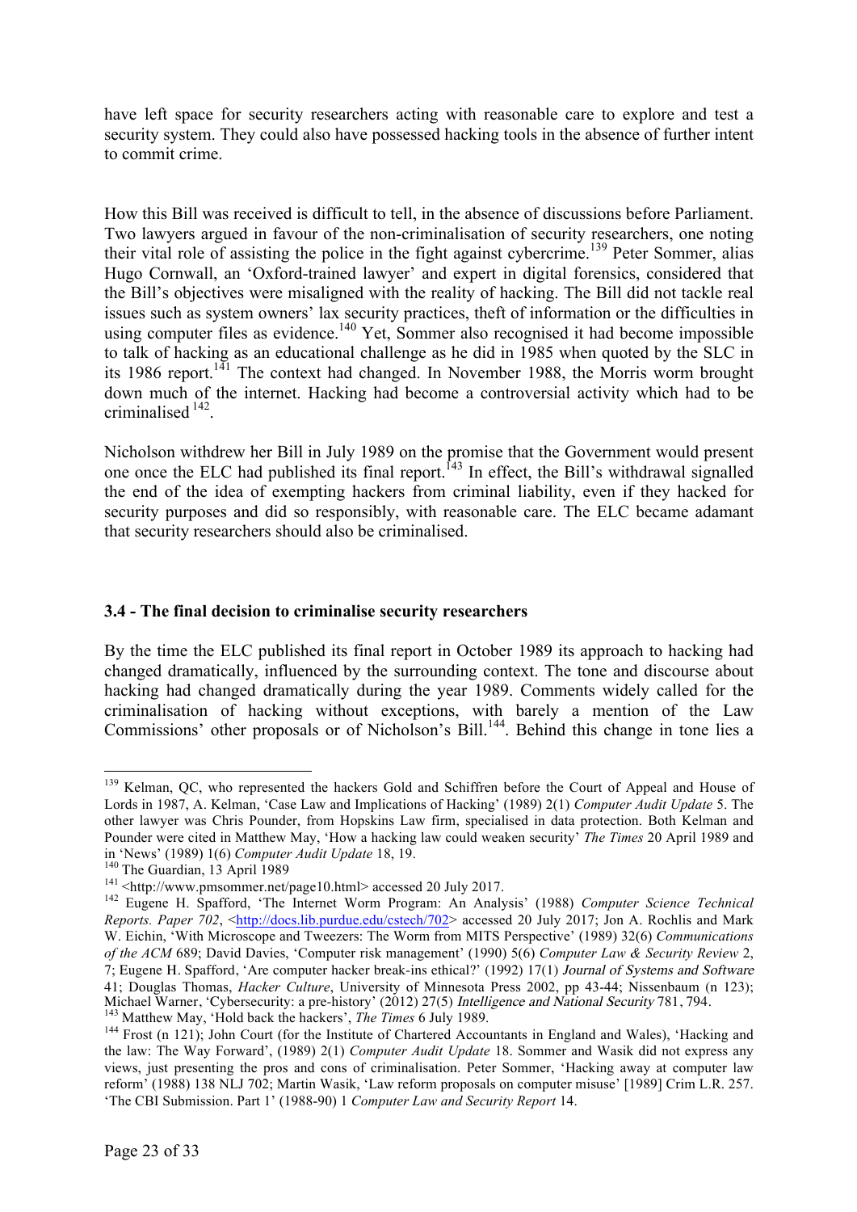have left space for security researchers acting with reasonable care to explore and test a security system. They could also have possessed hacking tools in the absence of further intent to commit crime.

How this Bill was received is difficult to tell, in the absence of discussions before Parliament. Two lawyers argued in favour of the non-criminalisation of security researchers, one noting their vital role of assisting the police in the fight against cybercrime.[139] Peter Sommer, alias Hugo Cornwall, an 'Oxford-trained lawyer' and expert in digital forensics, considered that the Bill's objectives were misaligned with the reality of hacking. The Bill did not tackle real issues such as system owners' lax security practices, theft of information or the difficulties in using computer files as evidence.[140] Yet, Sommer also recognised it had become impossible to talk of hacking as an educational challenge as he did in 1985 when quoted by the SLC in its 1986 report.[141] The context had changed. In November 1988, the Morris worm brought down much of the internet. Hacking had become a controversial activity which had to be criminalised [142].

Nicholson withdrew her Bill in July 1989 on the promise that the Government would present one once the ELC had published its final report.[143] In effect, the Bill's withdrawal signalled the end of the idea of exempting hackers from criminal liability, even if they hacked for security purposes and did so responsibly, with reasonable care. The ELC became adamant that security researchers should also be criminalised.

### 3.4 - The final decision to criminalise security researchers

By the time the ELC published its final report in October 1989 its approach to hacking had changed dramatically, influenced by the surrounding context. The tone and discourse about hacking had changed dramatically during the year 1989. Comments widely called for the criminalisation of hacking without exceptions, with barely a mention of the Law Commissions' other proposals or of Nicholson's Bill.[144]. Behind this change in tone lies a

---

[139] Kelman, QC, who represented the hackers Gold and Schiffren before the Court of Appeal and House of Lords in 1987, A. Kelman, 'Case Law and Implications of Hacking' (1989) 2(1) *Computer Audit Update* 5. The other lawyer was Chris Pounder, from Hopskins Law firm, specialised in data protection. Both Kelman and Pounder were cited in Matthew May, 'How a hacking law could weaken security' *The Times* 20 April 1989 and in 'News' (1989) 1(6) *Computer Audit Update* 18, 19.

[140] The Guardian, 13 April 1989

[141] <http://www.pmsommer.net/page10.html> accessed 20 July 2017.

[142] Eugene H. Spafford, 'The Internet Worm Program: An Analysis' (1988) *Computer Science Technical Reports. Paper 702*, <http://docs.lib.purdue.edu/cstech/702> accessed 20 July 2017; Jon A. Rochlis and Mark W. Eichin, 'With Microscope and Tweezers: The Worm from MITS Perspective' (1989) 32(6) *Communications of the ACM* 689; David Davies, 'Computer risk management' (1990) 5(6) *Computer Law & Security Review* 2, 7; Eugene H. Spafford, 'Are computer hacker break-ins ethical?' (1992) 17(1) *Journal of Systems and Software* 41; Douglas Thomas, *Hacker Culture*, University of Minnesota Press 2002, pp 43-44; Nissenbaum (n 123); Michael Warner, 'Cybersecurity: a pre-history' (2012) 27(5) *Intelligence and National Security* 781, 794.

[143] Matthew May, 'Hold back the hackers', *The Times* 6 July 1989.

[144] Frost (n 121); John Court (for the Institute of Chartered Accountants in England and Wales), 'Hacking and the law: The Way Forward', (1989) 2(1) *Computer Audit Update* 18. Sommer and Wasik did not express any views, just presenting the pros and cons of criminalisation. Peter Sommer, 'Hacking away at computer law reform' (1988) 138 NLJ 702; Martin Wasik, 'Law reform proposals on computer misuse' [1989] Crim L.R. 257. 'The CBI Submission. Part 1' (1988-90) 1 *Computer Law and Security Report* 14.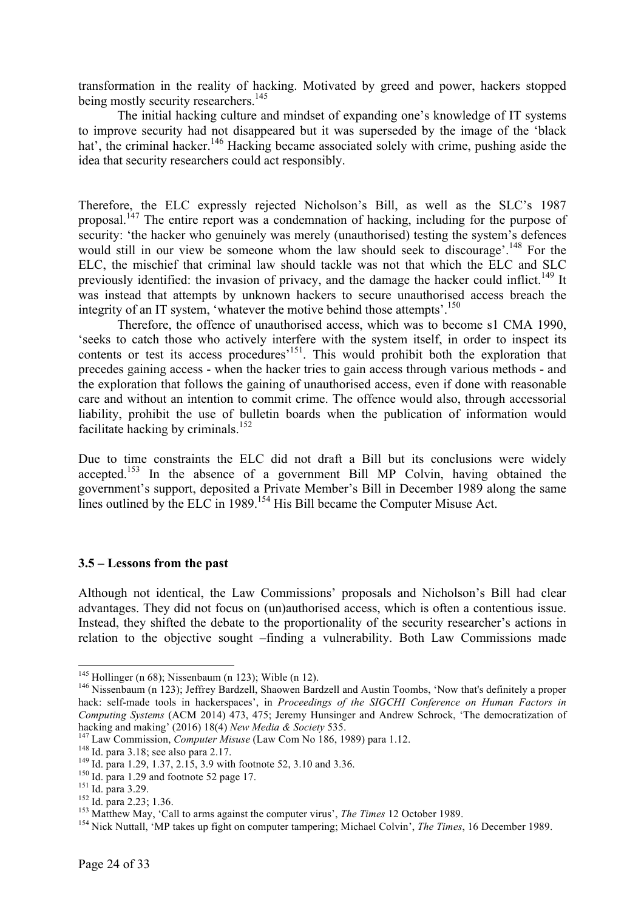transformation in the reality of hacking. Motivated by greed and power, hackers stopped being mostly security researchers.[145]

The initial hacking culture and mindset of expanding one's knowledge of IT systems to improve security had not disappeared but it was superseded by the image of the 'black hat', the criminal hacker.[146] Hacking became associated solely with crime, pushing aside the idea that security researchers could act responsibly.

Therefore, the ELC expressly rejected Nicholson's Bill, as well as the SLC's 1987 proposal.[147] The entire report was a condemnation of hacking, including for the purpose of security: 'the hacker who genuinely was merely (unauthorised) testing the system's defences would still in our view be someone whom the law should seek to discourage'.[148] For the ELC, the mischief that criminal law should tackle was not that which the ELC and SLC previously identified: the invasion of privacy, and the damage the hacker could inflict.[149] It was instead that attempts by unknown hackers to secure unauthorised access breach the integrity of an IT system, 'whatever the motive behind those attempts'.[150]

Therefore, the offence of unauthorised access, which was to become s1 CMA 1990, 'seeks to catch those who actively interfere with the system itself, in order to inspect its contents or test its access procedures'[151]. This would prohibit both the exploration that precedes gaining access - when the hacker tries to gain access through various methods - and the exploration that follows the gaining of unauthorised access, even if done with reasonable care and without an intention to commit crime. The offence would also, through accessorial liability, prohibit the use of bulletin boards when the publication of information would facilitate hacking by criminals.[152]

Due to time constraints the ELC did not draft a Bill but its conclusions were widely accepted.[153] In the absence of a government Bill MP Colvin, having obtained the government's support, deposited a Private Member's Bill in December 1989 along the same lines outlined by the ELC in 1989.[154] His Bill became the Computer Misuse Act.

### 3.5 – Lessons from the past

Although not identical, the Law Commissions' proposals and Nicholson's Bill had clear advantages. They did not focus on (un)authorised access, which is often a contentious issue. Instead, they shifted the debate to the proportionality of the security researcher's actions in relation to the objective sought –finding a vulnerability. Both Law Commissions made

---

[145] Hollinger (n 68); Nissenbaum (n 123); Wible (n 12).

[146] Nissenbaum (n 123); Jeffrey Bardzell, Shaowen Bardzell and Austin Toombs, 'Now that's definitely a proper hack: self-made tools in hackerspaces', in *Proceedings of the SIGCHI Conference on Human Factors in Computing Systems* (ACM 2014) 473, 475; Jeremy Hunsinger and Andrew Schrock, 'The democratization of hacking and making' (2016) 18(4) *New Media & Society* 535.

[147] Law Commission, *Computer Misuse* (Law Com No 186, 1989) para 1.12.

[148] Id. para 3.18; see also para 2.17.

[149] Id. para 1.29, 1.37, 2.15, 3.9 with footnote 52, 3.10 and 3.36.

[150] Id. para 1.29 and footnote 52 page 17.

[151] Id. para 3.29.

[152] Id. para 2.23; 1.36.

[153] Matthew May, 'Call to arms against the computer virus', *The Times* 12 October 1989.

[154] Nick Nuttall, 'MP takes up fight on computer tampering; Michael Colvin', *The Times*, 16 December 1989.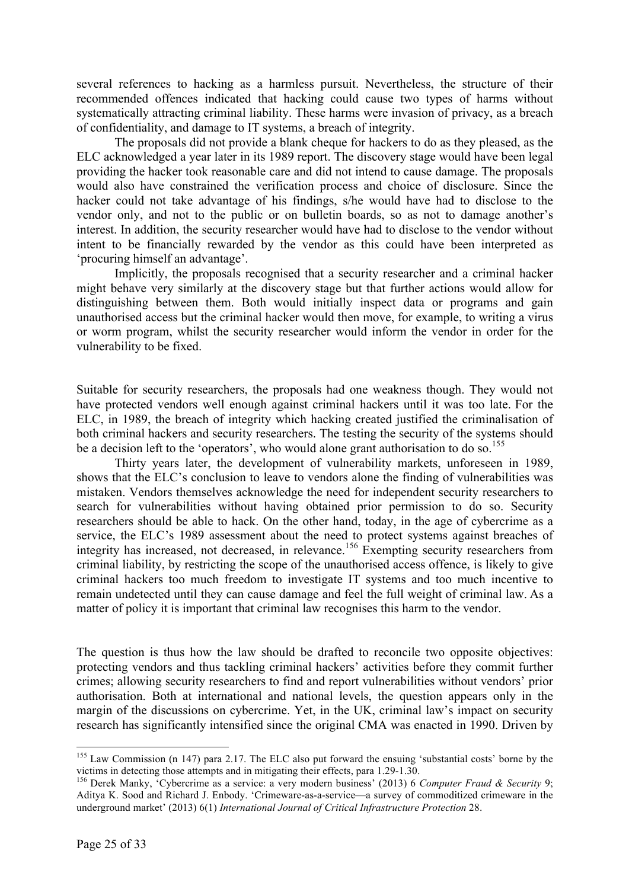several references to hacking as a harmless pursuit. Nevertheless, the structure of their recommended offences indicated that hacking could cause two types of harms without systematically attracting criminal liability. These harms were invasion of privacy, as a breach of confidentiality, and damage to IT systems, a breach of integrity.

The proposals did not provide a blank cheque for hackers to do as they pleased, as the ELC acknowledged a year later in its 1989 report. The discovery stage would have been legal providing the hacker took reasonable care and did not intend to cause damage. The proposals would also have constrained the verification process and choice of disclosure. Since the hacker could not take advantage of his findings, s/he would have had to disclose to the vendor only, and not to the public or on bulletin boards, so as not to damage another's interest. In addition, the security researcher would have had to disclose to the vendor without intent to be financially rewarded by the vendor as this could have been interpreted as 'procuring himself an advantage'.

Implicitly, the proposals recognised that a security researcher and a criminal hacker might behave very similarly at the discovery stage but that further actions would allow for distinguishing between them. Both would initially inspect data or programs and gain unauthorised access but the criminal hacker would then move, for example, to writing a virus or worm program, whilst the security researcher would inform the vendor in order for the vulnerability to be fixed.

Suitable for security researchers, the proposals had one weakness though. They would not have protected vendors well enough against criminal hackers until it was too late. For the ELC, in 1989, the breach of integrity which hacking created justified the criminalisation of both criminal hackers and security researchers. The testing the security of the systems should be a decision left to the 'operators', who would alone grant authorisation to do so.[155]

Thirty years later, the development of vulnerability markets, unforeseen in 1989, shows that the ELC's conclusion to leave to vendors alone the finding of vulnerabilities was mistaken. Vendors themselves acknowledge the need for independent security researchers to search for vulnerabilities without having obtained prior permission to do so. Security researchers should be able to hack. On the other hand, today, in the age of cybercrime as a service, the ELC's 1989 assessment about the need to protect systems against breaches of integrity has increased, not decreased, in relevance.[156] Exempting security researchers from criminal liability, by restricting the scope of the unauthorised access offence, is likely to give criminal hackers too much freedom to investigate IT systems and too much incentive to remain undetected until they can cause damage and feel the full weight of criminal law. As a matter of policy it is important that criminal law recognises this harm to the vendor.

The question is thus how the law should be drafted to reconcile two opposite objectives: protecting vendors and thus tackling criminal hackers' activities before they commit further crimes; allowing security researchers to find and report vulnerabilities without vendors' prior authorisation. Both at international and national levels, the question appears only in the margin of the discussions on cybercrime. Yet, in the UK, criminal law's impact on security research has significantly intensified since the original CMA was enacted in 1990. Driven by

---

[155] Law Commission (n 147) para 2.17. The ELC also put forward the ensuing 'substantial costs' borne by the victims in detecting those attempts and in mitigating their effects, para 1.29-1.30.

[156] Derek Manky, 'Cybercrime as a service: a very modern business' (2013) 6 *Computer Fraud & Security* 9; Aditya K. Sood and Richard J. Enbody. 'Crimeware-as-a-service—a survey of commoditized crimeware in the underground market' (2013) 6(1) *International Journal of Critical Infrastructure Protection* 28.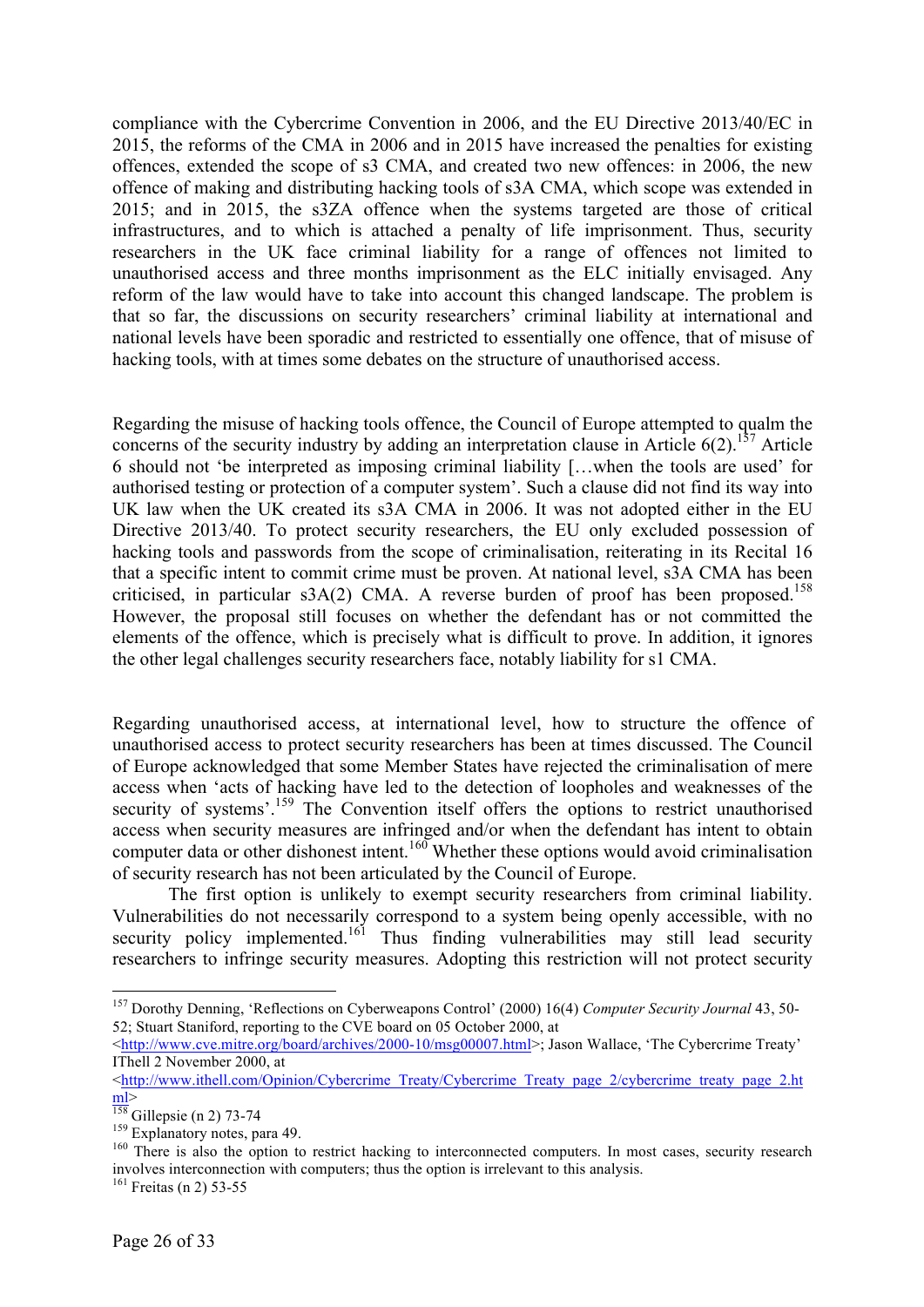compliance with the Cybercrime Convention in 2006, and the EU Directive 2013/40/EC in 2015, the reforms of the CMA in 2006 and in 2015 have increased the penalties for existing offences, extended the scope of s3 CMA, and created two new offences: in 2006, the new offence of making and distributing hacking tools of s3A CMA, which scope was extended in 2015; and in 2015, the s3ZA offence when the systems targeted are those of critical infrastructures, and to which is attached a penalty of life imprisonment. Thus, security researchers in the UK face criminal liability for a range of offences not limited to unauthorised access and three months imprisonment as the ELC initially envisaged. Any reform of the law would have to take into account this changed landscape. The problem is that so far, the discussions on security researchers' criminal liability at international and national levels have been sporadic and restricted to essentially one offence, that of misuse of hacking tools, with at times some debates on the structure of unauthorised access.

Regarding the misuse of hacking tools offence, the Council of Europe attempted to qualm the concerns of the security industry by adding an interpretation clause in Article 6(2).[157] Article 6 should not 'be interpreted as imposing criminal liability […when the tools are used' for authorised testing or protection of a computer system'. Such a clause did not find its way into UK law when the UK created its s3A CMA in 2006. It was not adopted either in the EU Directive 2013/40. To protect security researchers, the EU only excluded possession of hacking tools and passwords from the scope of criminalisation, reiterating in its Recital 16 that a specific intent to commit crime must be proven. At national level, s3A CMA has been criticised, in particular s3A(2) CMA. A reverse burden of proof has been proposed.[158] However, the proposal still focuses on whether the defendant has or not committed the elements of the offence, which is precisely what is difficult to prove. In addition, it ignores the other legal challenges security researchers face, notably liability for s1 CMA.

Regarding unauthorised access, at international level, how to structure the offence of unauthorised access to protect security researchers has been at times discussed. The Council of Europe acknowledged that some Member States have rejected the criminalisation of mere access when 'acts of hacking have led to the detection of loopholes and weaknesses of the security of systems'.[159] The Convention itself offers the options to restrict unauthorised access when security measures are infringed and/or when the defendant has intent to obtain computer data or other dishonest intent.[160] Whether these options would avoid criminalisation of security research has not been articulated by the Council of Europe.

The first option is unlikely to exempt security researchers from criminal liability. Vulnerabilities do not necessarily correspond to a system being openly accessible, with no security policy implemented.[161] Thus finding vulnerabilities may still lead security researchers to infringe security measures. Adopting this restriction will not protect security

---

[157] Dorothy Denning, 'Reflections on Cyberweapons Control' (2000) 16(4) *Computer Security Journal* 43, 50-52; Stuart Staniford, reporting to the CVE board on 05 October 2000, at <http://www.cve.mitre.org/board/archives/2000-10/msg00007.html>; Jason Wallace, 'The Cybercrime Treaty' IThell 2 November 2000, at <http://www.ithell.com/Opinion/Cybercrime_Treaty/Cybercrime_Treaty_page_2/cybercrime_treaty_page_2.html>

[158] Gillepsie (n 2) 73-74

[159] Explanatory notes, para 49.

[160] There is also the option to restrict hacking to interconnected computers. In most cases, security research involves interconnection with computers; thus the option is irrelevant to this analysis.

[161] Freitas (n 2) 53-55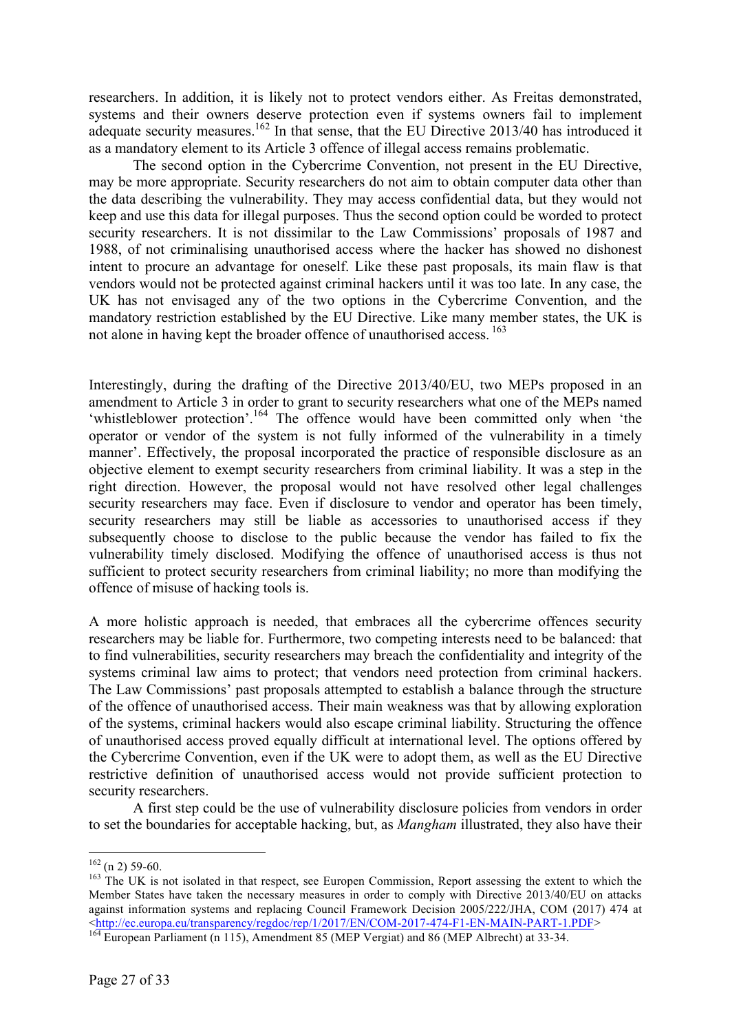researchers. In addition, it is likely not to protect vendors either. As Freitas demonstrated, systems and their owners deserve protection even if systems owners fail to implement adequate security measures.[162] In that sense, that the EU Directive 2013/40 has introduced it as a mandatory element to its Article 3 offence of illegal access remains problematic.

The second option in the Cybercrime Convention, not present in the EU Directive, may be more appropriate. Security researchers do not aim to obtain computer data other than the data describing the vulnerability. They may access confidential data, but they would not keep and use this data for illegal purposes. Thus the second option could be worded to protect security researchers. It is not dissimilar to the Law Commissions' proposals of 1987 and 1988, of not criminalising unauthorised access where the hacker has showed no dishonest intent to procure an advantage for oneself. Like these past proposals, its main flaw is that vendors would not be protected against criminal hackers until it was too late. In any case, the UK has not envisaged any of the two options in the Cybercrime Convention, and the mandatory restriction established by the EU Directive. Like many member states, the UK is not alone in having kept the broader offence of unauthorised access.[163]

Interestingly, during the drafting of the Directive 2013/40/EU, two MEPs proposed in an amendment to Article 3 in order to grant to security researchers what one of the MEPs named 'whistleblower protection'.[164] The offence would have been committed only when 'the operator or vendor of the system is not fully informed of the vulnerability in a timely manner'. Effectively, the proposal incorporated the practice of responsible disclosure as an objective element to exempt security researchers from criminal liability. It was a step in the right direction. However, the proposal would not have resolved other legal challenges security researchers may face. Even if disclosure to vendor and operator has been timely, security researchers may still be liable as accessories to unauthorised access if they subsequently choose to disclose to the public because the vendor has failed to fix the vulnerability timely disclosed. Modifying the offence of unauthorised access is thus not sufficient to protect security researchers from criminal liability; no more than modifying the offence of misuse of hacking tools is.

A more holistic approach is needed, that embraces all the cybercrime offences security researchers may be liable for. Furthermore, two competing interests need to be balanced: that to find vulnerabilities, security researchers may breach the confidentiality and integrity of the systems criminal law aims to protect; that vendors need protection from criminal hackers. The Law Commissions' past proposals attempted to establish a balance through the structure of the offence of unauthorised access. Their main weakness was that by allowing exploration of the systems, criminal hackers would also escape criminal liability. Structuring the offence of unauthorised access proved equally difficult at international level. The options offered by the Cybercrime Convention, even if the UK were to adopt them, as well as the EU Directive restrictive definition of unauthorised access would not provide sufficient protection to security researchers.

A first step could be the use of vulnerability disclosure policies from vendors in order to set the boundaries for acceptable hacking, but, as *Mangham* illustrated, they also have their

---

[162] (n 2) 59-60.

[163] The UK is not isolated in that respect, see Europen Commission, Report assessing the extent to which the Member States have taken the necessary measures in order to comply with Directive 2013/40/EU on attacks against information systems and replacing Council Framework Decision 2005/222/JHA, COM (2017) 474 at <http://ec.europa.eu/transparency/regdoc/rep/1/2017/EN/COM-2017-474-F1-EN-MAIN-PART-1.PDF>

[164] European Parliament (n 115), Amendment 85 (MEP Vergiat) and 86 (MEP Albrecht) at 33-34.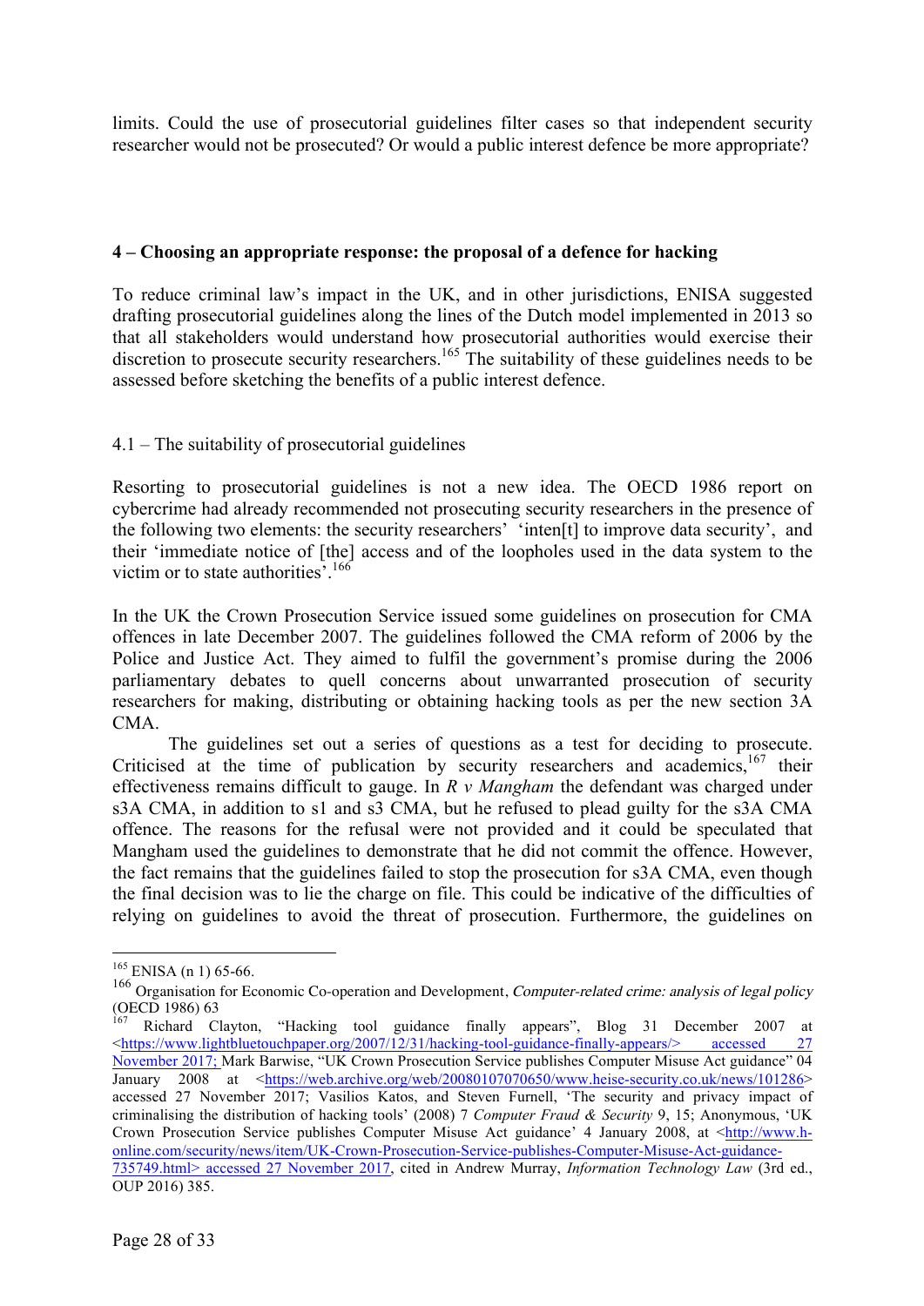limits. Could the use of prosecutorial guidelines filter cases so that independent security researcher would not be prosecuted? Or would a public interest defence be more appropriate?

## 4 – Choosing an appropriate response: the proposal of a defence for hacking

To reduce criminal law's impact in the UK, and in other jurisdictions, ENISA suggested drafting prosecutorial guidelines along the lines of the Dutch model implemented in 2013 so that all stakeholders would understand how prosecutorial authorities would exercise their discretion to prosecute security researchers.[165] The suitability of these guidelines needs to be assessed before sketching the benefits of a public interest defence.

### 4.1 – The suitability of prosecutorial guidelines

Resorting to prosecutorial guidelines is not a new idea. The OECD 1986 report on cybercrime had already recommended not prosecuting security researchers in the presence of the following two elements: the security researchers' 'inten[t] to improve data security', and their 'immediate notice of [the] access and of the loopholes used in the data system to the victim or to state authorities'.[166]

In the UK the Crown Prosecution Service issued some guidelines on prosecution for CMA offences in late December 2007. The guidelines followed the CMA reform of 2006 by the Police and Justice Act. They aimed to fulfil the government's promise during the 2006 parliamentary debates to quell concerns about unwarranted prosecution of security researchers for making, distributing or obtaining hacking tools as per the new section 3A CMA.

The guidelines set out a series of questions as a test for deciding to prosecute. Criticised at the time of publication by security researchers and academics,[167] their effectiveness remains difficult to gauge. In *R v Mangham* the defendant was charged under s3A CMA, in addition to s1 and s3 CMA, but he refused to plead guilty for the s3A CMA offence. The reasons for the refusal were not provided and it could be speculated that Mangham used the guidelines to demonstrate that he did not commit the offence. However, the fact remains that the guidelines failed to stop the prosecution for s3A CMA, even though the final decision was to lie the charge on file. This could be indicative of the difficulties of relying on guidelines to avoid the threat of prosecution. Furthermore, the guidelines on

---

[165] ENISA (n 1) 65-66.

[166] Organisation for Economic Co-operation and Development, *Computer-related crime: analysis of legal policy* (OECD 1986) 63

[167] Richard Clayton, "Hacking tool guidance finally appears", Blog 31 December 2007 at <https://www.lightbluetouchpaper.org/2007/12/31/hacking-tool-guidance-finally-appears/> accessed 27 November 2017; Mark Barwise, "UK Crown Prosecution Service publishes Computer Misuse Act guidance" 04 January 2008 at <https://web.archive.org/web/20080107070650/www.heise-security.co.uk/news/101286> accessed 27 November 2017; Vasilios Katos, and Steven Furnell, 'The security and privacy impact of criminalising the distribution of hacking tools' (2008) 7 *Computer Fraud & Security* 9, 15; Anonymous, 'UK Crown Prosecution Service publishes Computer Misuse Act guidance' 4 January 2008, at <http://www.h-online.com/security/news/item/UK-Crown-Prosecution-Service-publishes-Computer-Misuse-Act-guidance-735749.html> accessed 27 November 2017, cited in Andrew Murray, *Information Technology Law* (3rd ed., OUP 2016) 385.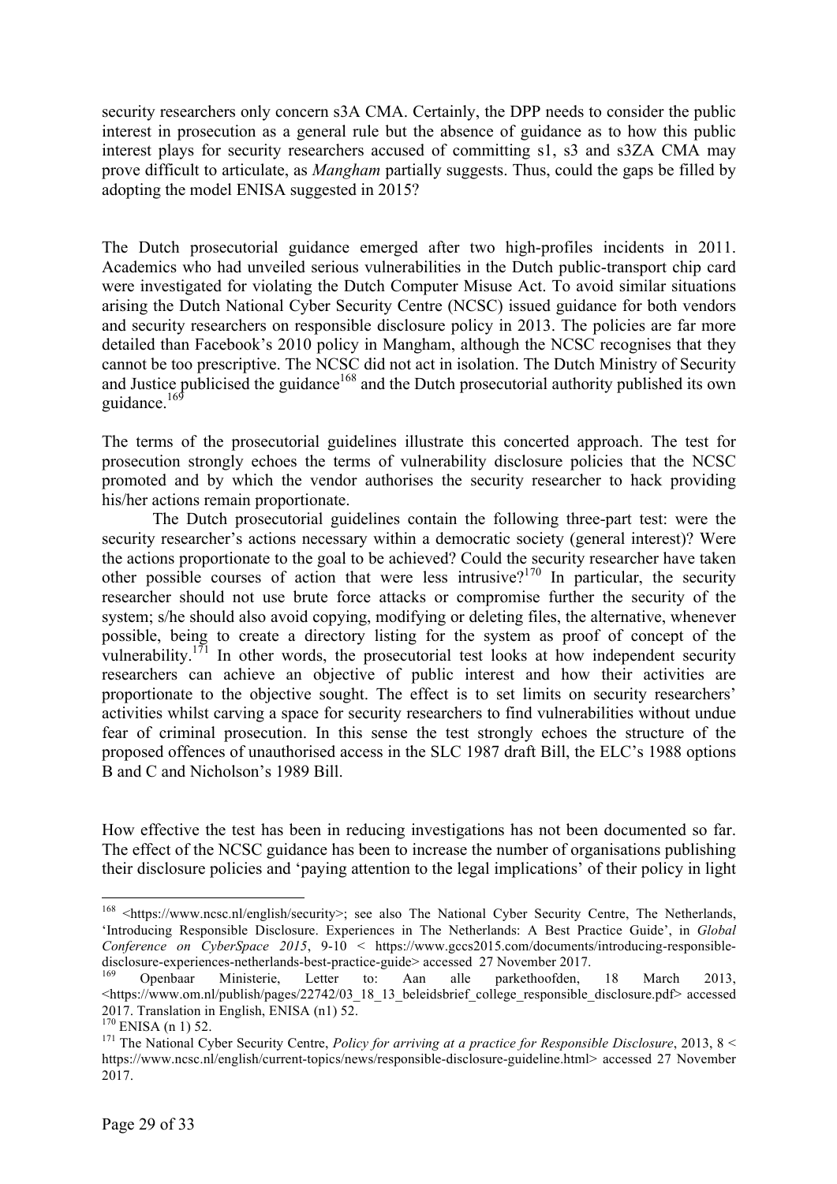security researchers only concern s3A CMA. Certainly, the DPP needs to consider the public interest in prosecution as a general rule but the absence of guidance as to how this public interest plays for security researchers accused of committing s1, s3 and s3ZA CMA may prove difficult to articulate, as *Mangham* partially suggests. Thus, could the gaps be filled by adopting the model ENISA suggested in 2015?

The Dutch prosecutorial guidance emerged after two high-profiles incidents in 2011. Academics who had unveiled serious vulnerabilities in the Dutch public-transport chip card were investigated for violating the Dutch Computer Misuse Act. To avoid similar situations arising the Dutch National Cyber Security Centre (NCSC) issued guidance for both vendors and security researchers on responsible disclosure policy in 2013. The policies are far more detailed than Facebook's 2010 policy in Mangham, although the NCSC recognises that they cannot be too prescriptive. The NCSC did not act in isolation. The Dutch Ministry of Security and Justice publicised the guidance[168] and the Dutch prosecutorial authority published its own guidance.[169]

The terms of the prosecutorial guidelines illustrate this concerted approach. The test for prosecution strongly echoes the terms of vulnerability disclosure policies that the NCSC promoted and by which the vendor authorises the security researcher to hack providing his/her actions remain proportionate.

The Dutch prosecutorial guidelines contain the following three-part test: were the security researcher's actions necessary within a democratic society (general interest)? Were the actions proportionate to the goal to be achieved? Could the security researcher have taken other possible courses of action that were less intrusive?[170] In particular, the security researcher should not use brute force attacks or compromise further the security of the system; s/he should also avoid copying, modifying or deleting files, the alternative, whenever possible, being to create a directory listing for the system as proof of concept of the vulnerability.[171] In other words, the prosecutorial test looks at how independent security researchers can achieve an objective of public interest and how their activities are proportionate to the objective sought. The effect is to set limits on security researchers' activities whilst carving a space for security researchers to find vulnerabilities without undue fear of criminal prosecution. In this sense the test strongly echoes the structure of the proposed offences of unauthorised access in the SLC 1987 draft Bill, the ELC's 1988 options B and C and Nicholson's 1989 Bill.

How effective the test has been in reducing investigations has not been documented so far. The effect of the NCSC guidance has been to increase the number of organisations publishing their disclosure policies and 'paying attention to the legal implications' of their policy in light

---

[168] <https://www.ncsc.nl/english/security>; see also The National Cyber Security Centre, The Netherlands, 'Introducing Responsible Disclosure. Experiences in The Netherlands: A Best Practice Guide', in *Global Conference on CyberSpace 2015*, 9-10 < https://www.gccs2015.com/documents/introducing-responsible-disclosure-experiences-netherlands-best-practice-guide> accessed 27 November 2017.

[169] Openbaar Ministerie, Letter to: Aan alle parkethoofden, 18 March 2013, <https://www.om.nl/publish/pages/22742/03_18_13_beleidsbrief_college_responsible_disclosure.pdf> accessed 2017. Translation in English, ENISA (n1) 52.

[170] ENISA (n 1) 52.

[171] The National Cyber Security Centre, *Policy for arriving at a practice for Responsible Disclosure*, 2013, 8 < https://www.ncsc.nl/english/current-topics/news/responsible-disclosure-guideline.html> accessed 27 November 2017.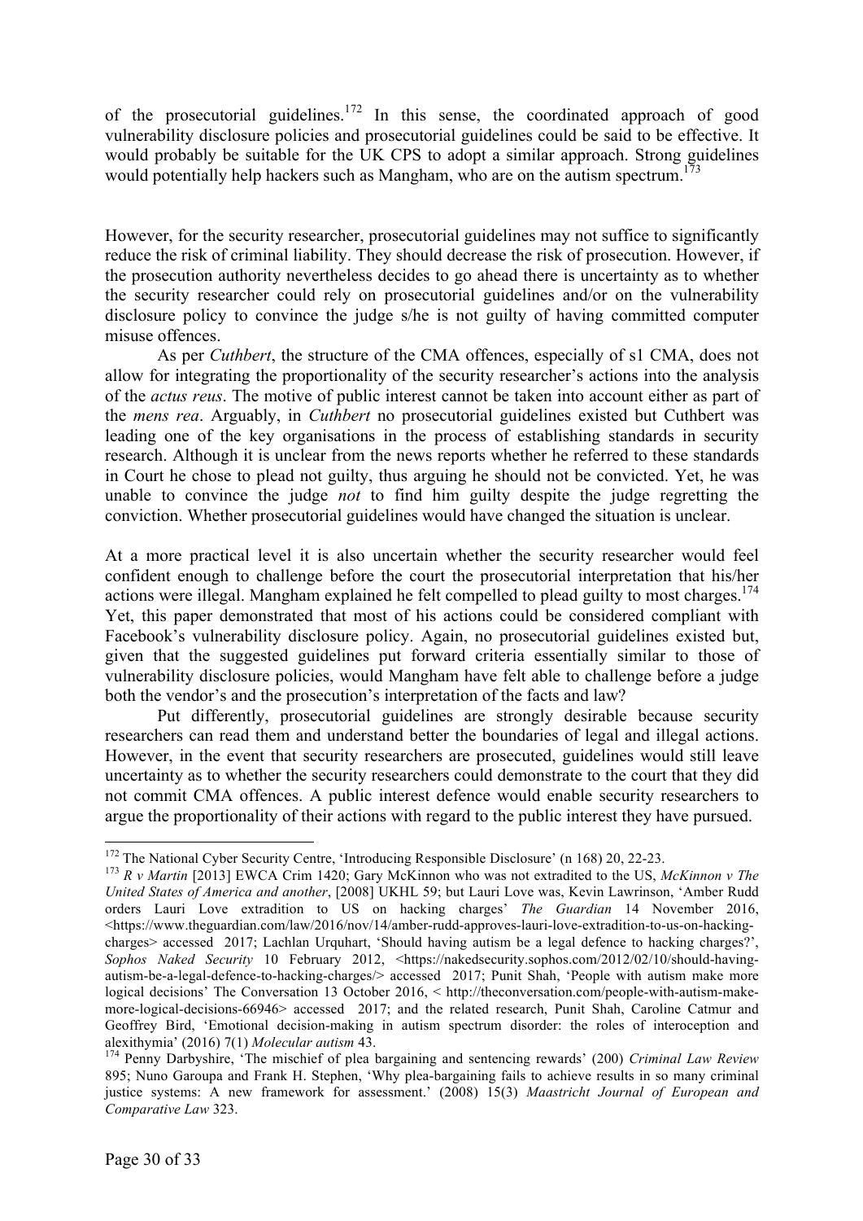of the prosecutorial guidelines.[172] In this sense, the coordinated approach of good vulnerability disclosure policies and prosecutorial guidelines could be said to be effective. It would probably be suitable for the UK CPS to adopt a similar approach. Strong guidelines would potentially help hackers such as Mangham, who are on the autism spectrum.[173]

However, for the security researcher, prosecutorial guidelines may not suffice to significantly reduce the risk of criminal liability. They should decrease the risk of prosecution. However, if the prosecution authority nevertheless decides to go ahead there is uncertainty as to whether the security researcher could rely on prosecutorial guidelines and/or on the vulnerability disclosure policy to convince the judge s/he is not guilty of having committed computer misuse offences.

As per *Cuthbert*, the structure of the CMA offences, especially of s1 CMA, does not allow for integrating the proportionality of the security researcher's actions into the analysis of the *actus reus*. The motive of public interest cannot be taken into account either as part of the *mens rea*. Arguably, in *Cuthbert* no prosecutorial guidelines existed but Cuthbert was leading one of the key organisations in the process of establishing standards in security research. Although it is unclear from the news reports whether he referred to these standards in Court he chose to plead not guilty, thus arguing he should not be convicted. Yet, he was unable to convince the judge *not* to find him guilty despite the judge regretting the conviction. Whether prosecutorial guidelines would have changed the situation is unclear.

At a more practical level it is also uncertain whether the security researcher would feel confident enough to challenge before the court the prosecutorial interpretation that his/her actions were illegal. Mangham explained he felt compelled to plead guilty to most charges.[174] Yet, this paper demonstrated that most of his actions could be considered compliant with Facebook's vulnerability disclosure policy. Again, no prosecutorial guidelines existed but, given that the suggested guidelines put forward criteria essentially similar to those of vulnerability disclosure policies, would Mangham have felt able to challenge before a judge both the vendor's and the prosecution's interpretation of the facts and law?

Put differently, prosecutorial guidelines are strongly desirable because security researchers can read them and understand better the boundaries of legal and illegal actions. However, in the event that security researchers are prosecuted, guidelines would still leave uncertainty as to whether the security researchers could demonstrate to the court that they did not commit CMA offences. A public interest defence would enable security researchers to argue the proportionality of their actions with regard to the public interest they have pursued.

---

[172] The National Cyber Security Centre, 'Introducing Responsible Disclosure' (n 168) 20, 22-23.

[173] *R v Martin* [2013] EWCA Crim 1420; Gary McKinnon who was not extradited to the US, *McKinnon v The United States of America and another*, [2008] UKHL 59; but Lauri Love was, Kevin Lawrinson, 'Amber Rudd orders Lauri Love extradition to US on hacking charges' *The Guardian* 14 November 2016, <https://www.theguardian.com/law/2016/nov/14/amber-rudd-approves-lauri-love-extradition-to-us-on-hacking-charges> accessed 2017; Lachlan Urquhart, 'Should having autism be a legal defence to hacking charges?', *Sophos Naked Security* 10 February 2012, <https://nakedsecurity.sophos.com/2012/02/10/should-having-autism-be-a-legal-defence-to-hacking-charges/> accessed 2017; Punit Shah, 'People with autism make more logical decisions' The Conversation 13 October 2016, < http://theconversation.com/people-with-autism-make-more-logical-decisions-66946> accessed 2017; and the related research, Punit Shah, Caroline Catmur and Geoffrey Bird, 'Emotional decision-making in autism spectrum disorder: the roles of interoception and alexithymia' (2016) 7(1) *Molecular autism* 43.

[174] Penny Darbyshire, 'The mischief of plea bargaining and sentencing rewards' (200) *Criminal Law Review* 895; Nuno Garoupa and Frank H. Stephen, 'Why plea-bargaining fails to achieve results in so many criminal justice systems: A new framework for assessment.' (2008) 15(3) *Maastricht Journal of European and Comparative Law* 323.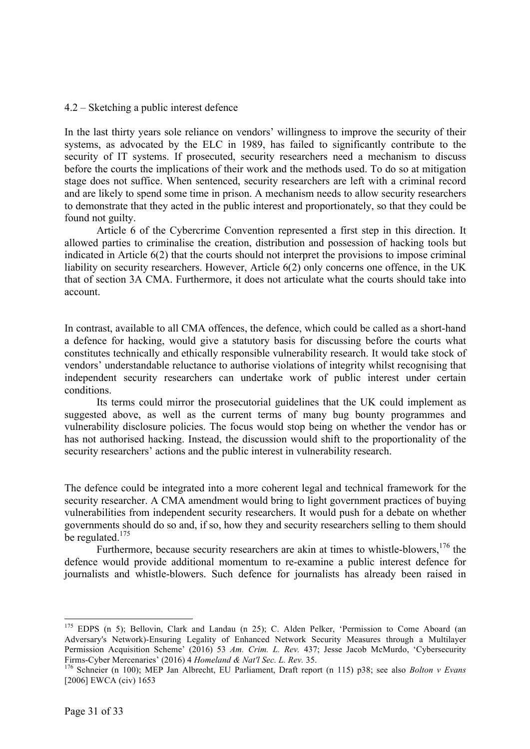### 4.2 – Sketching a public interest defence

In the last thirty years sole reliance on vendors' willingness to improve the security of their systems, as advocated by the ELC in 1989, has failed to significantly contribute to the security of IT systems. If prosecuted, security researchers need a mechanism to discuss before the courts the implications of their work and the methods used. To do so at mitigation stage does not suffice. When sentenced, security researchers are left with a criminal record and are likely to spend some time in prison. A mechanism needs to allow security researchers to demonstrate that they acted in the public interest and proportionately, so that they could be found not guilty.

Article 6 of the Cybercrime Convention represented a first step in this direction. It allowed parties to criminalise the creation, distribution and possession of hacking tools but indicated in Article 6(2) that the courts should not interpret the provisions to impose criminal liability on security researchers. However, Article 6(2) only concerns one offence, in the UK that of section 3A CMA. Furthermore, it does not articulate what the courts should take into account.

In contrast, available to all CMA offences, the defence, which could be called as a short-hand a defence for hacking, would give a statutory basis for discussing before the courts what constitutes technically and ethically responsible vulnerability research. It would take stock of vendors' understandable reluctance to authorise violations of integrity whilst recognising that independent security researchers can undertake work of public interest under certain conditions.

Its terms could mirror the prosecutorial guidelines that the UK could implement as suggested above, as well as the current terms of many bug bounty programmes and vulnerability disclosure policies. The focus would stop being on whether the vendor has or has not authorised hacking. Instead, the discussion would shift to the proportionality of the security researchers' actions and the public interest in vulnerability research.

The defence could be integrated into a more coherent legal and technical framework for the security researcher. A CMA amendment would bring to light government practices of buying vulnerabilities from independent security researchers. It would push for a debate on whether governments should do so and, if so, how they and security researchers selling to them should be regulated.[175]

Furthermore, because security researchers are akin at times to whistle-blowers,[176] the defence would provide additional momentum to re-examine a public interest defence for journalists and whistle-blowers. Such defence for journalists has already been raised in

---

[175] EDPS (n 5); Bellovin, Clark and Landau (n 25); C. Alden Pelker, 'Permission to Come Aboard (an Adversary's Network)-Ensuring Legality of Enhanced Network Security Measures through a Multilayer Permission Acquisition Scheme' (2016) 53 *Am. Crim. L. Rev.* 437; Jesse Jacob McMurdo, 'Cybersecurity Firms-Cyber Mercenaries' (2016) 4 *Homeland & Nat'l Sec. L. Rev.* 35.

[176] Schneier (n 100); MEP Jan Albrecht, EU Parliament, Draft report (n 115) p38; see also *Bolton v Evans* [2006] EWCA (civ) 1653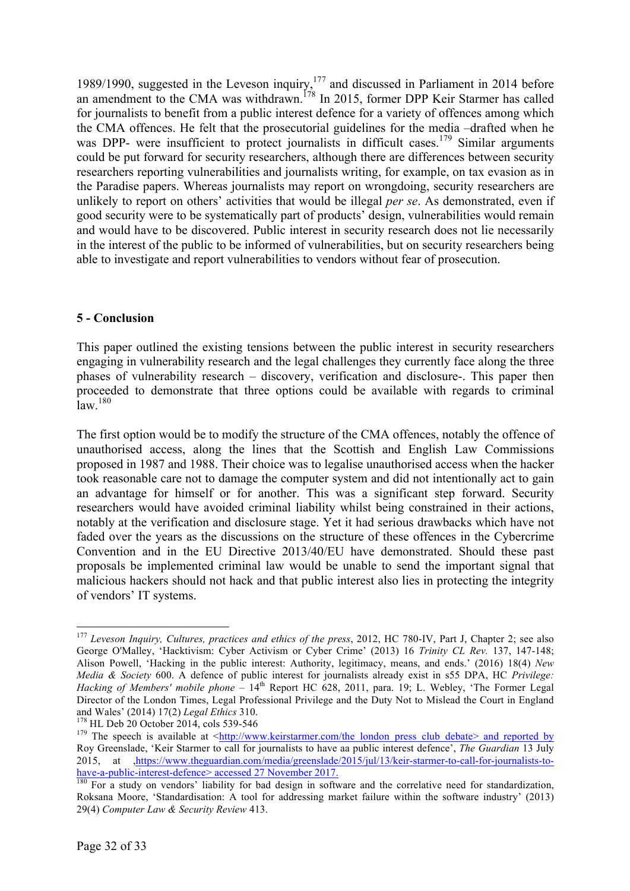1989/1990, suggested in the Leveson inquiry,[177] and discussed in Parliament in 2014 before an amendment to the CMA was withdrawn.[178] In 2015, former DPP Keir Starmer has called for journalists to benefit from a public interest defence for a variety of offences among which the CMA offences. He felt that the prosecutorial guidelines for the media –drafted when he was DPP- were insufficient to protect journalists in difficult cases.[179] Similar arguments could be put forward for security researchers, although there are differences between security researchers reporting vulnerabilities and journalists writing, for example, on tax evasion as in the Paradise papers. Whereas journalists may report on wrongdoing, security researchers are unlikely to report on others' activities that would be illegal *per se*. As demonstrated, even if good security were to be systematically part of products' design, vulnerabilities would remain and would have to be discovered. Public interest in security research does not lie necessarily in the interest of the public to be informed of vulnerabilities, but on security researchers being able to investigate and report vulnerabilities to vendors without fear of prosecution.

## 5 - Conclusion

This paper outlined the existing tensions between the public interest in security researchers engaging in vulnerability research and the legal challenges they currently face along the three phases of vulnerability research – discovery, verification and disclosure-. This paper then proceeded to demonstrate that three options could be available with regards to criminal law.[180]

The first option would be to modify the structure of the CMA offences, notably the offence of unauthorised access, along the lines that the Scottish and English Law Commissions proposed in 1987 and 1988. Their choice was to legalise unauthorised access when the hacker took reasonable care not to damage the computer system and did not intentionally act to gain an advantage for himself or for another. This was a significant step forward. Security researchers would have avoided criminal liability whilst being constrained in their actions, notably at the verification and disclosure stage. Yet it had serious drawbacks which have not faded over the years as the discussions on the structure of these offences in the Cybercrime Convention and in the EU Directive 2013/40/EU have demonstrated. Should these past proposals be implemented criminal law would be unable to send the important signal that malicious hackers should not hack and that public interest also lies in protecting the integrity of vendors' IT systems.

---

[177] *Leveson Inquiry, Cultures, practices and ethics of the press*, 2012, HC 780-IV, Part J, Chapter 2; see also George O'Malley, 'Hacktivism: Cyber Activism or Cyber Crime' (2013) 16 *Trinity CL Rev.* 137, 147-148; Alison Powell, 'Hacking in the public interest: Authority, legitimacy, means, and ends.' (2016) 18(4) *New Media & Society* 600. A defence of public interest for journalists already exist in s55 DPA, HC *Privilege: Hacking of Members' mobile phone* – 14th Report HC 628, 2011, para. 19; L. Webley, 'The Former Legal Director of the London Times, Legal Professional Privilege and the Duty Not to Mislead the Court in England and Wales' (2014) 17(2) *Legal Ethics* 310.

[178] HL Deb 20 October 2014, cols 539-546

[179] The speech is available at <http://www.keirstarmer.com/the_london_press_club_debate> and reported by Roy Greenslade, 'Keir Starmer to call for journalists to have aa public interest defence', *The Guardian* 13 July 2015, at ,https://www.theguardian.com/media/greenslade/2015/jul/13/keir-starmer-to-call-for-journalists-to-have-a-public-interest-defence> accessed 27 November 2017.

[180] For a study on vendors' liability for bad design in software and the correlative need for standardization, Roksana Moore, 'Standardisation: A tool for addressing market failure within the software industry' (2013) 29(4) *Computer Law & Security Review* 413.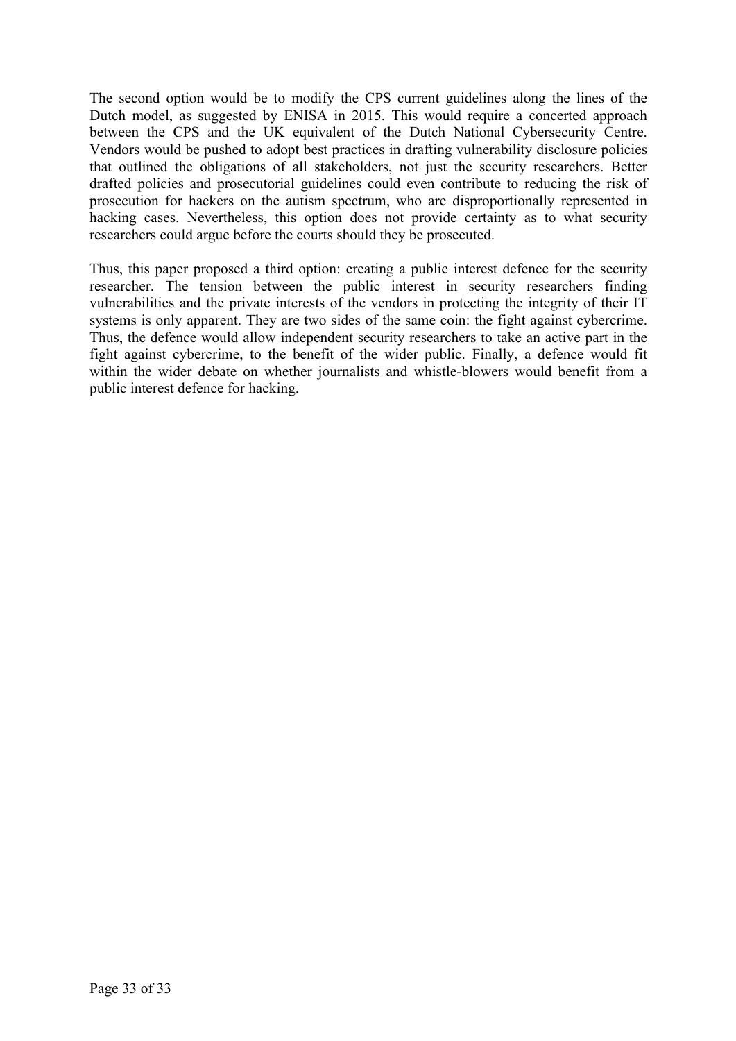The second option would be to modify the CPS current guidelines along the lines of the Dutch model, as suggested by ENISA in 2015. This would require a concerted approach between the CPS and the UK equivalent of the Dutch National Cybersecurity Centre. Vendors would be pushed to adopt best practices in drafting vulnerability disclosure policies that outlined the obligations of all stakeholders, not just the security researchers. Better drafted policies and prosecutorial guidelines could even contribute to reducing the risk of prosecution for hackers on the autism spectrum, who are disproportionally represented in hacking cases. Nevertheless, this option does not provide certainty as to what security researchers could argue before the courts should they be prosecuted.

Thus, this paper proposed a third option: creating a public interest defence for the security researcher. The tension between the public interest in security researchers finding vulnerabilities and the private interests of the vendors in protecting the integrity of their IT systems is only apparent. They are two sides of the same coin: the fight against cybercrime. Thus, the defence would allow independent security researchers to take an active part in the fight against cybercrime, to the benefit of the wider public. Finally, a defence would fit within the wider debate on whether journalists and whistle-blowers would benefit from a public interest defence for hacking.